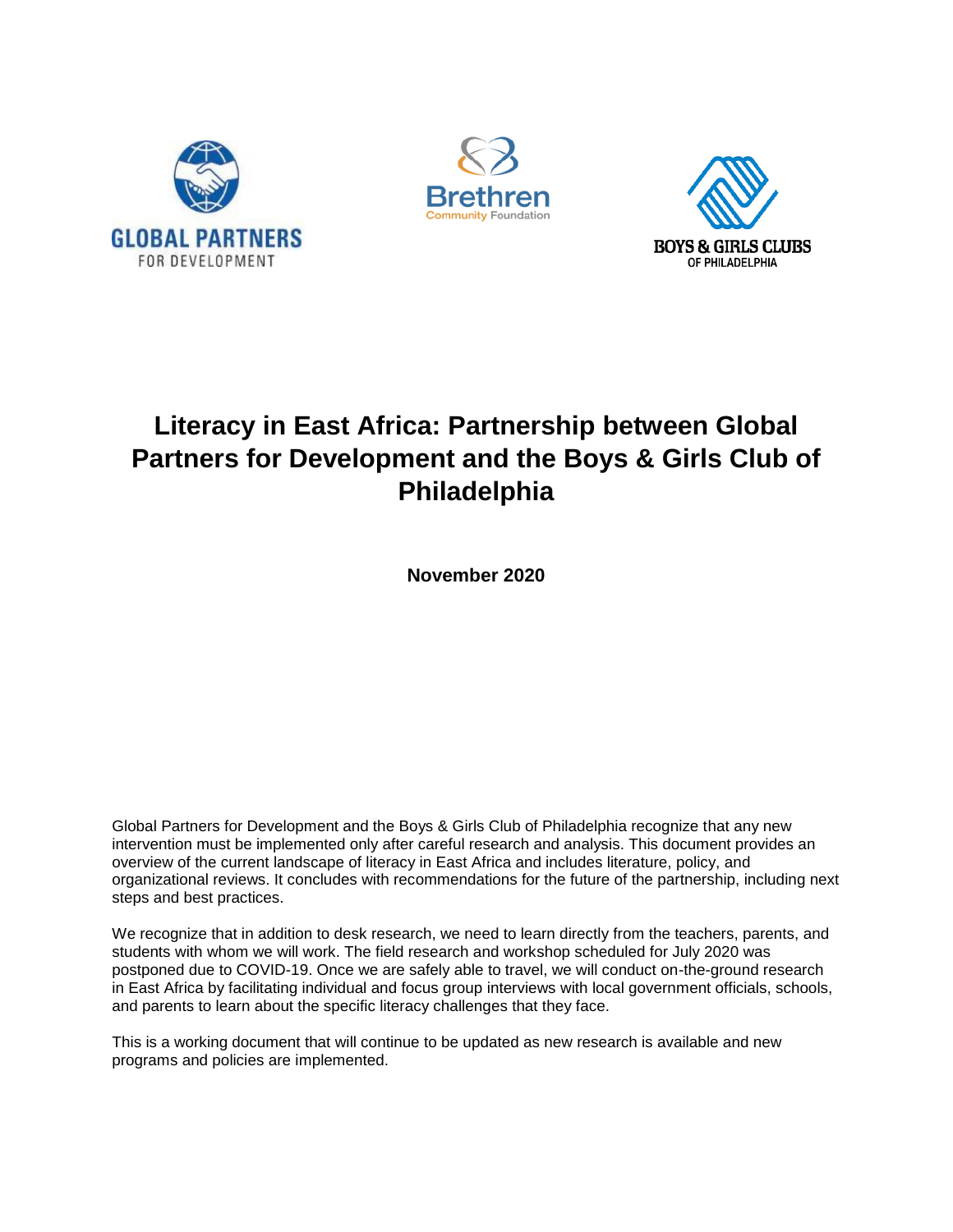# Literacy in East Africa: Partnership between Global Partners for Development and the Boys & Girls Club of Philadelphia

**November 2020**

Global Partners for Development and the Boys & Girls Club of Philadelphia recognize that any new intervention must be implemented only after careful research and analysis. This document provides an overview of the current landscape of literacy in East Africa and includes literature, policy, and organizational reviews. It concludes with recommendations for the future of the partnership, including next steps and best practices.

We recognize that in addition to desk research, we need to learn directly from the teachers, parents, and students with whom we will work. The field research and workshop scheduled for July 2020 was postponed due to COVID-19. Once we are safely able to travel, we will conduct on-the-ground research in East Africa by facilitating individual and focus group interviews with local government officials, schools, and parents to learn about the specific literacy challenges that they face.

This is a working document that will continue to be updated as new research is available and new programs and policies are implemented.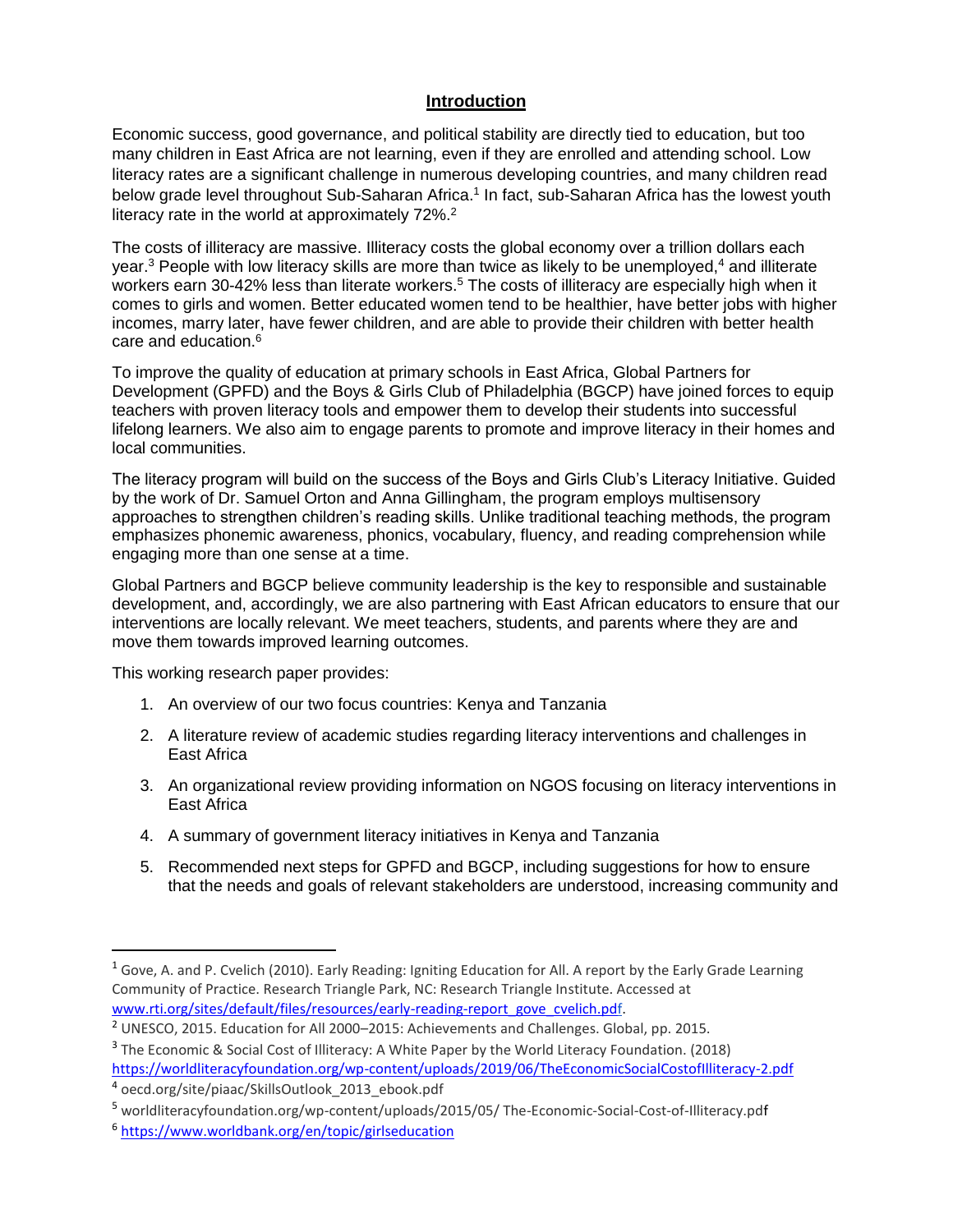## Introduction

Economic success, good governance, and political stability are directly tied to education, but too many children in East Africa are not learning, even if they are enrolled and attending school. Low literacy rates are a significant challenge in numerous developing countries, and many children read below grade level throughout Sub-Saharan Africa.[1] In fact, sub-Saharan Africa has the lowest youth literacy rate in the world at approximately 72%.[2]

The costs of illiteracy are massive. Illiteracy costs the global economy over a trillion dollars each year.[3] People with low literacy skills are more than twice as likely to be unemployed,[4] and illiterate workers earn 30-42% less than literate workers.[5] The costs of illiteracy are especially high when it comes to girls and women. Better educated women tend to be healthier, have better jobs with higher incomes, marry later, have fewer children, and are able to provide their children with better health care and education.[6]

To improve the quality of education at primary schools in East Africa, Global Partners for Development (GPFD) and the Boys & Girls Club of Philadelphia (BGCP) have joined forces to equip teachers with proven literacy tools and empower them to develop their students into successful lifelong learners. We also aim to engage parents to promote and improve literacy in their homes and local communities.

The literacy program will build on the success of the Boys and Girls Club's Literacy Initiative. Guided by the work of Dr. Samuel Orton and Anna Gillingham, the program employs multisensory approaches to strengthen children's reading skills. Unlike traditional teaching methods, the program emphasizes phonemic awareness, phonics, vocabulary, fluency, and reading comprehension while engaging more than one sense at a time.

Global Partners and BGCP believe community leadership is the key to responsible and sustainable development, and, accordingly, we are also partnering with East African educators to ensure that our interventions are locally relevant. We meet teachers, students, and parents where they are and move them towards improved learning outcomes.

This working research paper provides:

1. An overview of our two focus countries: Kenya and Tanzania
2. A literature review of academic studies regarding literacy interventions and challenges in East Africa
3. An organizational review providing information on NGOS focusing on literacy interventions in East Africa
4. A summary of government literacy initiatives in Kenya and Tanzania
5. Recommended next steps for GPFD and BGCP, including suggestions for how to ensure that the needs and goals of relevant stakeholders are understood, increasing community and

---

[1] Gove, A. and P. Cvelich (2010). Early Reading: Igniting Education for All. A report by the Early Grade Learning Community of Practice. Research Triangle Park, NC: Research Triangle Institute. Accessed at www.rti.org/sites/default/files/resources/early-reading-report_gove_cvelich.pdf.

[2] UNESCO, 2015. Education for All 2000–2015: Achievements and Challenges. Global, pp. 2015.

[3] The Economic & Social Cost of Illiteracy: A White Paper by the World Literacy Foundation. (2018) https://worldliteracyfoundation.org/wp-content/uploads/2019/06/TheEconomicSocialCostofIlliteracy-2.pdf

[4] oecd.org/site/piaac/SkillsOutlook_2013_ebook.pdf

[5] worldliteracyfoundation.org/wp-content/uploads/2015/05/ The-Economic-Social-Cost-of-Illiteracy.pdf

[6] https://www.worldbank.org/en/topic/girlseducation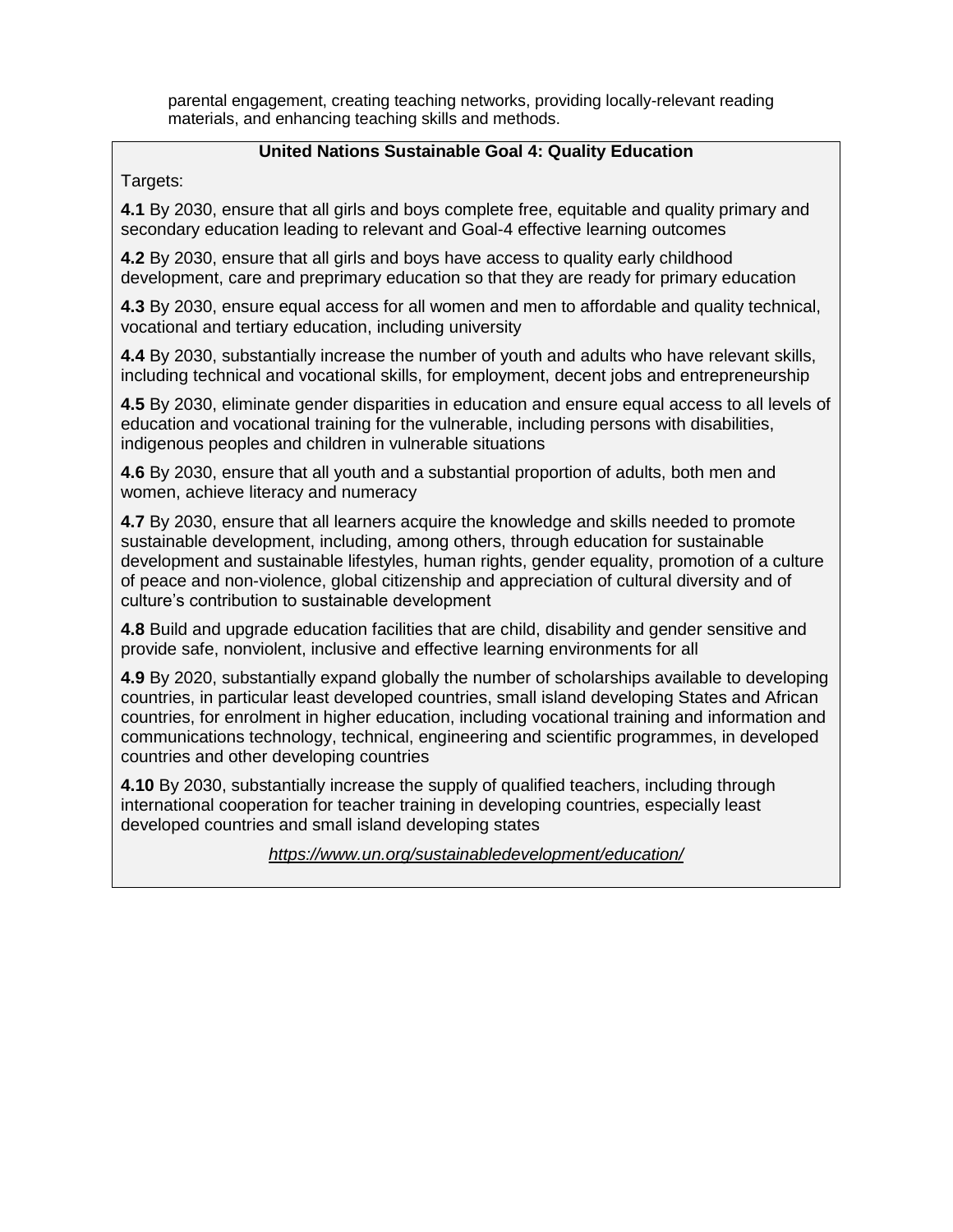parental engagement, creating teaching networks, providing locally-relevant reading materials, and enhancing teaching skills and methods.

**United Nations Sustainable Goal 4: Quality Education**

Targets:

**4.1** By 2030, ensure that all girls and boys complete free, equitable and quality primary and secondary education leading to relevant and Goal-4 effective learning outcomes

**4.2** By 2030, ensure that all girls and boys have access to quality early childhood development, care and preprimary education so that they are ready for primary education

**4.3** By 2030, ensure equal access for all women and men to affordable and quality technical, vocational and tertiary education, including university

**4.4** By 2030, substantially increase the number of youth and adults who have relevant skills, including technical and vocational skills, for employment, decent jobs and entrepreneurship

**4.5** By 2030, eliminate gender disparities in education and ensure equal access to all levels of education and vocational training for the vulnerable, including persons with disabilities, indigenous peoples and children in vulnerable situations

**4.6** By 2030, ensure that all youth and a substantial proportion of adults, both men and women, achieve literacy and numeracy

**4.7** By 2030, ensure that all learners acquire the knowledge and skills needed to promote sustainable development, including, among others, through education for sustainable development and sustainable lifestyles, human rights, gender equality, promotion of a culture of peace and non-violence, global citizenship and appreciation of cultural diversity and of culture's contribution to sustainable development

**4.8** Build and upgrade education facilities that are child, disability and gender sensitive and provide safe, nonviolent, inclusive and effective learning environments for all

**4.9** By 2020, substantially expand globally the number of scholarships available to developing countries, in particular least developed countries, small island developing States and African countries, for enrolment in higher education, including vocational training and information and communications technology, technical, engineering and scientific programmes, in developed countries and other developing countries

**4.10** By 2030, substantially increase the supply of qualified teachers, including through international cooperation for teacher training in developing countries, especially least developed countries and small island developing states

*https://www.un.org/sustainabledevelopment/education/*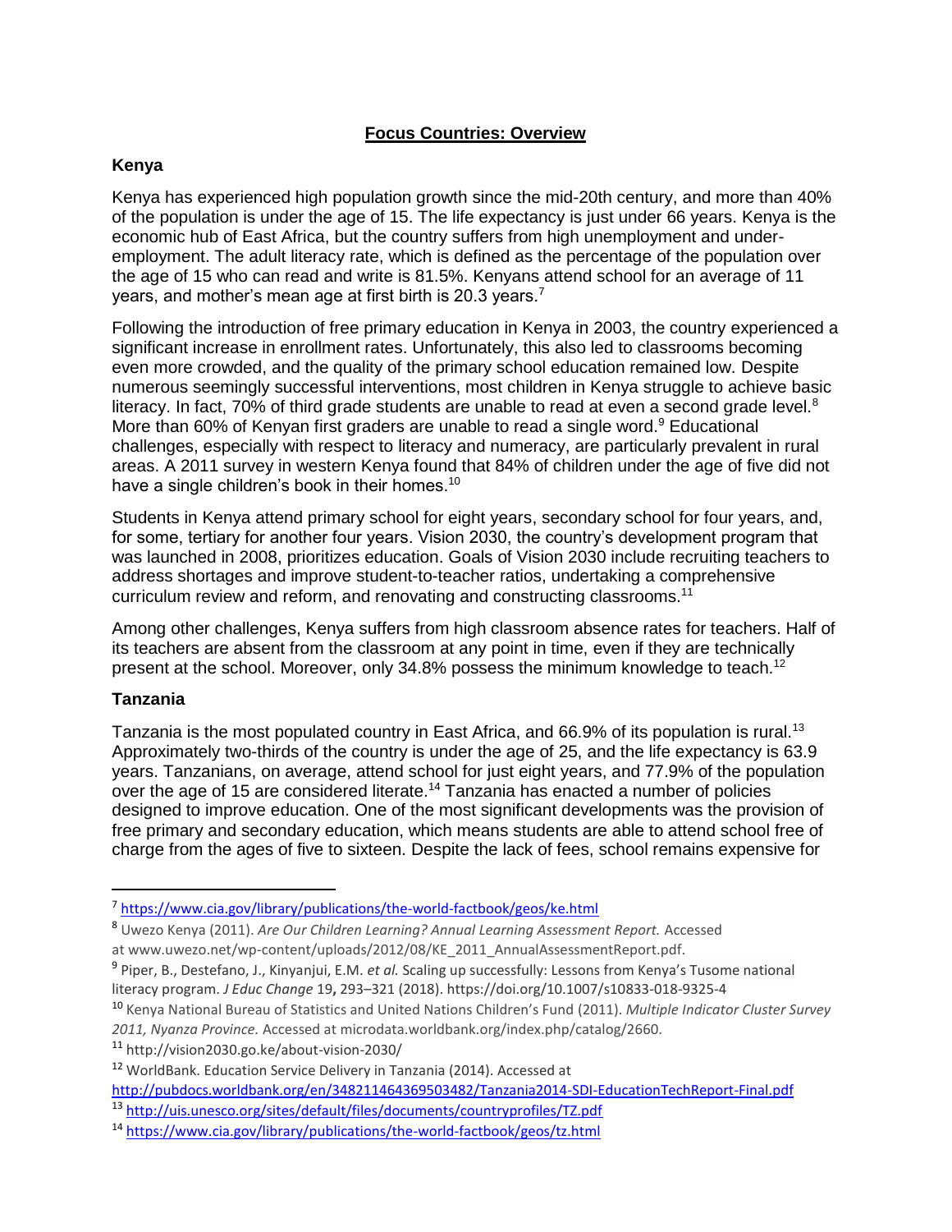## Focus Countries: Overview

### Kenya

Kenya has experienced high population growth since the mid-20th century, and more than 40% of the population is under the age of 15. The life expectancy is just under 66 years. Kenya is the economic hub of East Africa, but the country suffers from high unemployment and under-employment. The adult literacy rate, which is defined as the percentage of the population over the age of 15 who can read and write is 81.5%. Kenyans attend school for an average of 11 years, and mother's mean age at first birth is 20.3 years.[7]

Following the introduction of free primary education in Kenya in 2003, the country experienced a significant increase in enrollment rates. Unfortunately, this also led to classrooms becoming even more crowded, and the quality of the primary school education remained low. Despite numerous seemingly successful interventions, most children in Kenya struggle to achieve basic literacy. In fact, 70% of third grade students are unable to read at even a second grade level.[8] More than 60% of Kenyan first graders are unable to read a single word.[9] Educational challenges, especially with respect to literacy and numeracy, are particularly prevalent in rural areas. A 2011 survey in western Kenya found that 84% of children under the age of five did not have a single children's book in their homes.[10]

Students in Kenya attend primary school for eight years, secondary school for four years, and, for some, tertiary for another four years. Vision 2030, the country's development program that was launched in 2008, prioritizes education. Goals of Vision 2030 include recruiting teachers to address shortages and improve student-to-teacher ratios, undertaking a comprehensive curriculum review and reform, and renovating and constructing classrooms.[11]

Among other challenges, Kenya suffers from high classroom absence rates for teachers. Half of its teachers are absent from the classroom at any point in time, even if they are technically present at the school. Moreover, only 34.8% possess the minimum knowledge to teach.[12]

### Tanzania

Tanzania is the most populated country in East Africa, and 66.9% of its population is rural.[13] Approximately two-thirds of the country is under the age of 25, and the life expectancy is 63.9 years. Tanzanians, on average, attend school for just eight years, and 77.9% of the population over the age of 15 are considered literate.[14] Tanzania has enacted a number of policies designed to improve education. One of the most significant developments was the provision of free primary and secondary education, which means students are able to attend school free of charge from the ages of five to sixteen. Despite the lack of fees, school remains expensive for

---

[7] https://www.cia.gov/library/publications/the-world-factbook/geos/ke.html

[8] Uwezo Kenya (2011). *Are Our Children Learning? Annual Learning Assessment Report.* Accessed at www.uwezo.net/wp-content/uploads/2012/08/KE_2011_AnnualAssessmentReport.pdf.

[9] Piper, B., Destefano, J., Kinyanjui, E.M. *et al.* Scaling up successfully: Lessons from Kenya's Tusome national literacy program. *J Educ Change* 19**,** 293–321 (2018). https://doi.org/10.1007/s10833-018-9325-4

[10] Kenya National Bureau of Statistics and United Nations Children's Fund (2011). *Multiple Indicator Cluster Survey 2011, Nyanza Province.* Accessed at microdata.worldbank.org/index.php/catalog/2660.

[11] http://vision2030.go.ke/about-vision-2030/

[12] WorldBank. Education Service Delivery in Tanzania (2014). Accessed at http://pubdocs.worldbank.org/en/348211464369503482/Tanzania2014-SDI-EducationTechReport-Final.pdf

[13] http://uis.unesco.org/sites/default/files/documents/countryprofiles/TZ.pdf

[14] https://www.cia.gov/library/publications/the-world-factbook/geos/tz.html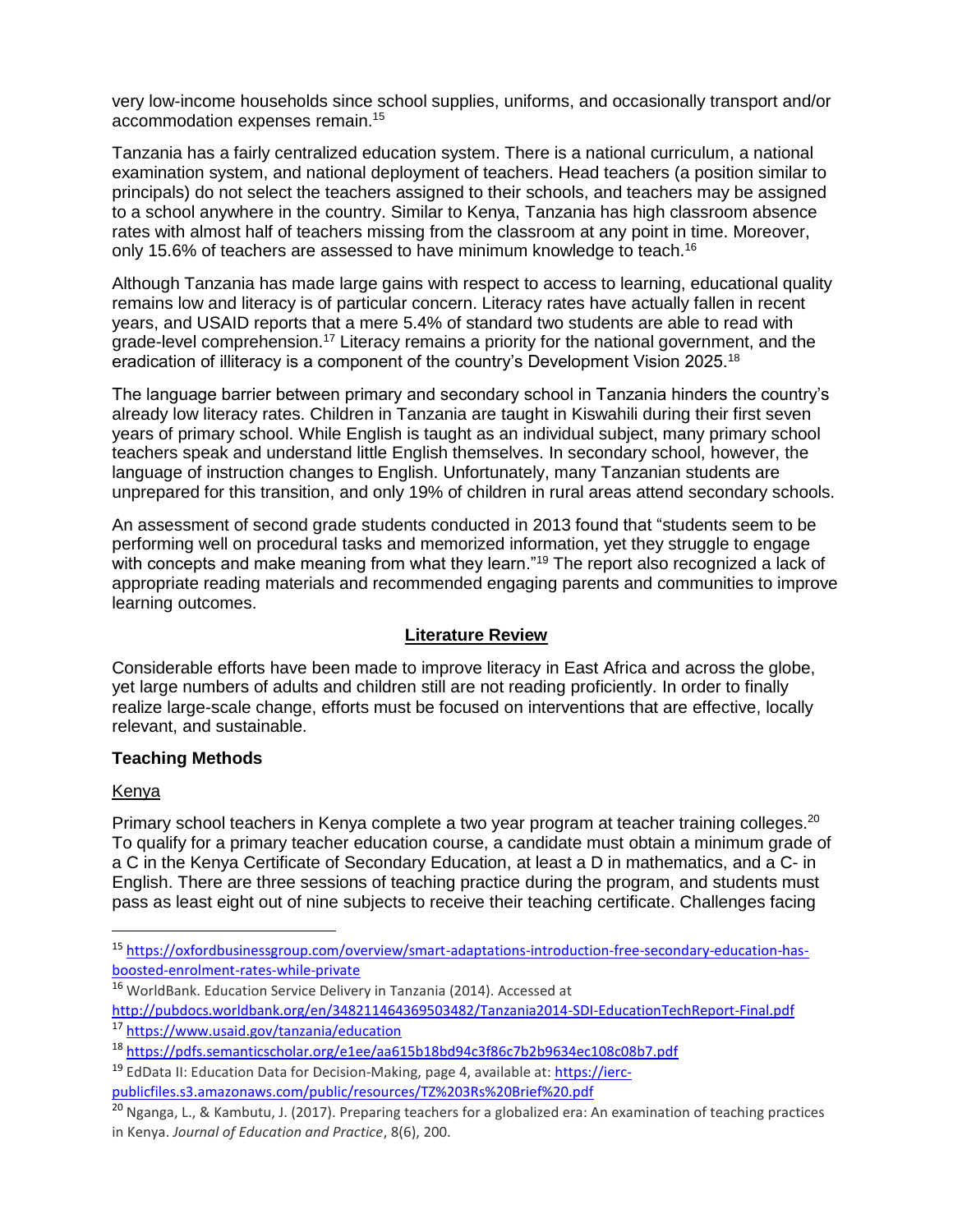very low-income households since school supplies, uniforms, and occasionally transport and/or accommodation expenses remain.[15]

Tanzania has a fairly centralized education system. There is a national curriculum, a national examination system, and national deployment of teachers. Head teachers (a position similar to principals) do not select the teachers assigned to their schools, and teachers may be assigned to a school anywhere in the country. Similar to Kenya, Tanzania has high classroom absence rates with almost half of teachers missing from the classroom at any point in time. Moreover, only 15.6% of teachers are assessed to have minimum knowledge to teach.[16]

Although Tanzania has made large gains with respect to access to learning, educational quality remains low and literacy is of particular concern. Literacy rates have actually fallen in recent years, and USAID reports that a mere 5.4% of standard two students are able to read with grade-level comprehension.[17] Literacy remains a priority for the national government, and the eradication of illiteracy is a component of the country's Development Vision 2025.[18]

The language barrier between primary and secondary school in Tanzania hinders the country's already low literacy rates. Children in Tanzania are taught in Kiswahili during their first seven years of primary school. While English is taught as an individual subject, many primary school teachers speak and understand little English themselves. In secondary school, however, the language of instruction changes to English. Unfortunately, many Tanzanian students are unprepared for this transition, and only 19% of children in rural areas attend secondary schools.

An assessment of second grade students conducted in 2013 found that "students seem to be performing well on procedural tasks and memorized information, yet they struggle to engage with concepts and make meaning from what they learn."[19] The report also recognized a lack of appropriate reading materials and recommended engaging parents and communities to improve learning outcomes.

## Literature Review

Considerable efforts have been made to improve literacy in East Africa and across the globe, yet large numbers of adults and children still are not reading proficiently. In order to finally realize large-scale change, efforts must be focused on interventions that are effective, locally relevant, and sustainable.

### Teaching Methods

#### Kenya

Primary school teachers in Kenya complete a two year program at teacher training colleges.[20] To qualify for a primary teacher education course, a candidate must obtain a minimum grade of a C in the Kenya Certificate of Secondary Education, at least a D in mathematics, and a C- in English. There are three sessions of teaching practice during the program, and students must pass as least eight out of nine subjects to receive their teaching certificate. Challenges facing

---

[15] https://oxfordbusinessgroup.com/overview/smart-adaptations-introduction-free-secondary-education-has-boosted-enrolment-rates-while-private

[16] WorldBank. Education Service Delivery in Tanzania (2014). Accessed at http://pubdocs.worldbank.org/en/348211464369503482/Tanzania2014-SDI-EducationTechReport-Final.pdf

[17] https://www.usaid.gov/tanzania/education

[18] https://pdfs.semanticscholar.org/e1ee/aa615b18bd94c3f86c7b2b9634ec108c08b7.pdf

[19] EdData II: Education Data for Decision-Making, page 4, available at: https://ierc-publicfiles.s3.amazonaws.com/public/resources/TZ%203Rs%20Brief%20.pdf

[20] Nganga, L., & Kambutu, J. (2017). Preparing teachers for a globalized era: An examination of teaching practices in Kenya. *Journal of Education and Practice*, 8(6), 200.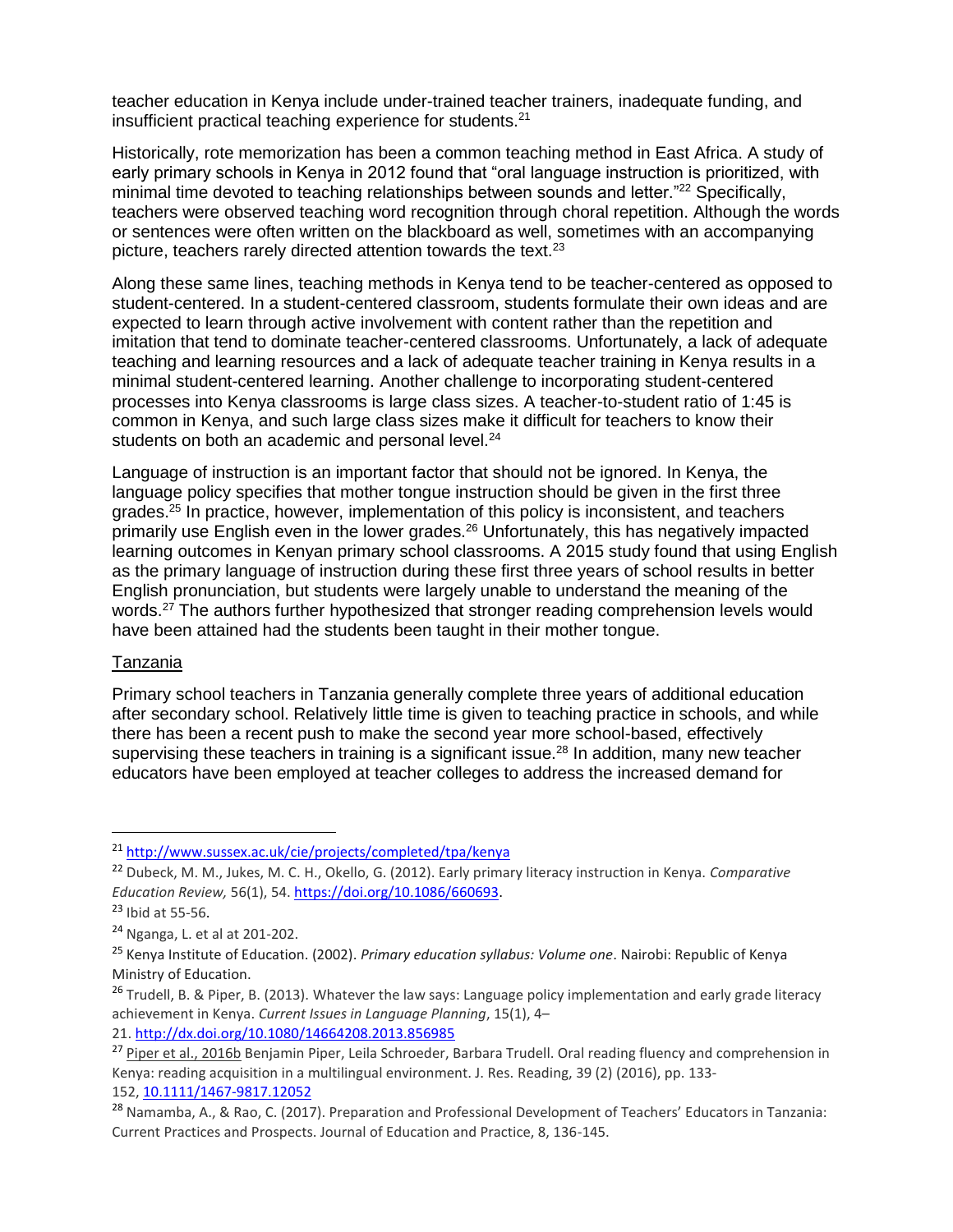teacher education in Kenya include under-trained teacher trainers, inadequate funding, and insufficient practical teaching experience for students.[21]

Historically, rote memorization has been a common teaching method in East Africa. A study of early primary schools in Kenya in 2012 found that “oral language instruction is prioritized, with minimal time devoted to teaching relationships between sounds and letter.”[22] Specifically, teachers were observed teaching word recognition through choral repetition. Although the words or sentences were often written on the blackboard as well, sometimes with an accompanying picture, teachers rarely directed attention towards the text.[23]

Along these same lines, teaching methods in Kenya tend to be teacher-centered as opposed to student-centered. In a student-centered classroom, students formulate their own ideas and are expected to learn through active involvement with content rather than the repetition and imitation that tend to dominate teacher-centered classrooms. Unfortunately, a lack of adequate teaching and learning resources and a lack of adequate teacher training in Kenya results in a minimal student-centered learning. Another challenge to incorporating student-centered processes into Kenya classrooms is large class sizes. A teacher-to-student ratio of 1:45 is common in Kenya, and such large class sizes make it difficult for teachers to know their students on both an academic and personal level.[24]

Language of instruction is an important factor that should not be ignored. In Kenya, the language policy specifies that mother tongue instruction should be given in the first three grades.[25] In practice, however, implementation of this policy is inconsistent, and teachers primarily use English even in the lower grades.[26] Unfortunately, this has negatively impacted learning outcomes in Kenyan primary school classrooms. A 2015 study found that using English as the primary language of instruction during these first three years of school results in better English pronunciation, but students were largely unable to understand the meaning of the words.[27] The authors further hypothesized that stronger reading comprehension levels would have been attained had the students been taught in their mother tongue.

### Tanzania

Primary school teachers in Tanzania generally complete three years of additional education after secondary school. Relatively little time is given to teaching practice in schools, and while there has been a recent push to make the second year more school-based, effectively supervising these teachers in training is a significant issue.[28] In addition, many new teacher educators have been employed at teacher colleges to address the increased demand for

---

[21] http://www.sussex.ac.uk/cie/projects/completed/tpa/kenya

[22] Dubeck, M. M., Jukes, M. C. H., Okello, G. (2012). Early primary literacy instruction in Kenya. *Comparative Education Review,* 56(1), 54. https://doi.org/10.1086/660693.

[23] Ibid at 55-56.

[24] Nganga, L. et al at 201-202.

[25] Kenya Institute of Education. (2002). *Primary education syllabus: Volume one*. Nairobi: Republic of Kenya Ministry of Education.

[26] Trudell, B. & Piper, B. (2013). Whatever the law says: Language policy implementation and early grade literacy achievement in Kenya. *Current Issues in Language Planning*, 15(1), 4–21. http://dx.doi.org/10.1080/14664208.2013.856985

[27] Piper et al., 2016b Benjamin Piper, Leila Schroeder, Barbara Trudell. Oral reading fluency and comprehension in Kenya: reading acquisition in a multilingual environment. J. Res. Reading, 39 (2) (2016), pp. 133-152, 10.1111/1467-9817.12052

[28] Namamba, A., & Rao, C. (2017). Preparation and Professional Development of Teachers' Educators in Tanzania: Current Practices and Prospects. Journal of Education and Practice, 8, 136-145.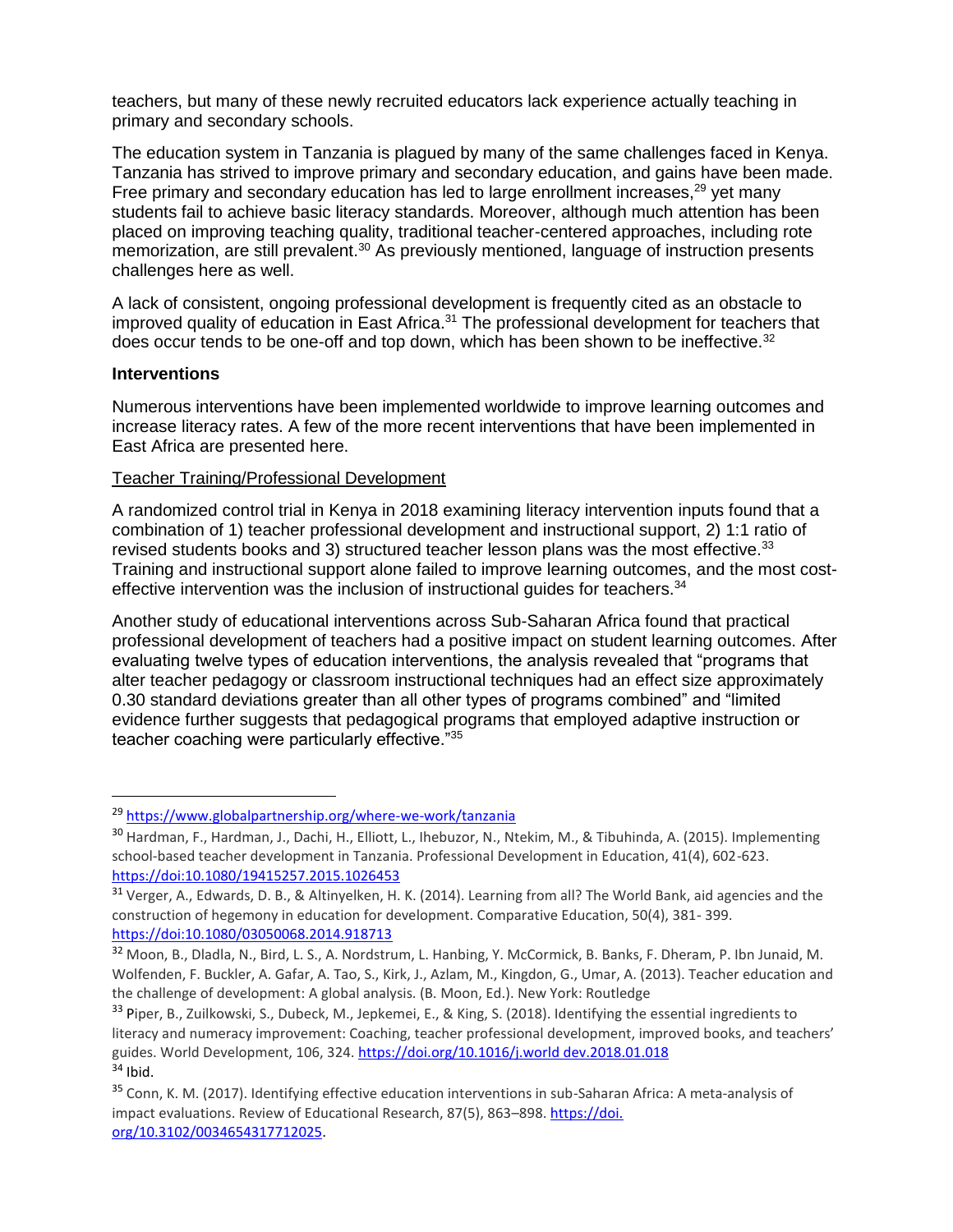teachers, but many of these newly recruited educators lack experience actually teaching in primary and secondary schools.

The education system in Tanzania is plagued by many of the same challenges faced in Kenya. Tanzania has strived to improve primary and secondary education, and gains have been made. Free primary and secondary education has led to large enrollment increases,[29] yet many students fail to achieve basic literacy standards. Moreover, although much attention has been placed on improving teaching quality, traditional teacher-centered approaches, including rote memorization, are still prevalent.[30] As previously mentioned, language of instruction presents challenges here as well.

A lack of consistent, ongoing professional development is frequently cited as an obstacle to improved quality of education in East Africa.[31] The professional development for teachers that does occur tends to be one-off and top down, which has been shown to be ineffective.[32]

**Interventions**

Numerous interventions have been implemented worldwide to improve learning outcomes and increase literacy rates. A few of the more recent interventions that have been implemented in East Africa are presented here.

Teacher Training/Professional Development

A randomized control trial in Kenya in 2018 examining literacy intervention inputs found that a combination of 1) teacher professional development and instructional support, 2) 1:1 ratio of revised students books and 3) structured teacher lesson plans was the most effective.[33] Training and instructional support alone failed to improve learning outcomes, and the most cost-effective intervention was the inclusion of instructional guides for teachers.[34]

Another study of educational interventions across Sub-Saharan Africa found that practical professional development of teachers had a positive impact on student learning outcomes. After evaluating twelve types of education interventions, the analysis revealed that "programs that alter teacher pedagogy or classroom instructional techniques had an effect size approximately 0.30 standard deviations greater than all other types of programs combined" and "limited evidence further suggests that pedagogical programs that employed adaptive instruction or teacher coaching were particularly effective."[35]

---

[29] https://www.globalpartnership.org/where-we-work/tanzania

[30] Hardman, F., Hardman, J., Dachi, H., Elliott, L., Ihebuzor, N., Ntekim, M., & Tibuhinda, A. (2015). Implementing school-based teacher development in Tanzania. Professional Development in Education, 41(4), 602-623. https://doi:10.1080/19415257.2015.1026453

[31] Verger, A., Edwards, D. B., & Altinyelken, H. K. (2014). Learning from all? The World Bank, aid agencies and the construction of hegemony in education for development. Comparative Education, 50(4), 381- 399. https://doi:10.1080/03050068.2014.918713

[32] Moon, B., Dladla, N., Bird, L. S., A. Nordstrum, L. Hanbing, Y. McCormick, B. Banks, F. Dheram, P. Ibn Junaid, M. Wolfenden, F. Buckler, A. Gafar, A. Tao, S., Kirk, J., Azlam, M., Kingdon, G., Umar, A. (2013). Teacher education and the challenge of development: A global analysis. (B. Moon, Ed.). New York: Routledge

[33] Piper, B., Zuilkowski, S., Dubeck, M., Jepkemei, E., & King, S. (2018). Identifying the essential ingredients to literacy and numeracy improvement: Coaching, teacher professional development, improved books, and teachers' guides. World Development, 106, 324. https://doi.org/10.1016/j.world dev.2018.01.018

[34] Ibid.

[35] Conn, K. M. (2017). Identifying effective education interventions in sub-Saharan Africa: A meta-analysis of impact evaluations. Review of Educational Research, 87(5), 863–898. https://doi.org/10.3102/0034654317712025.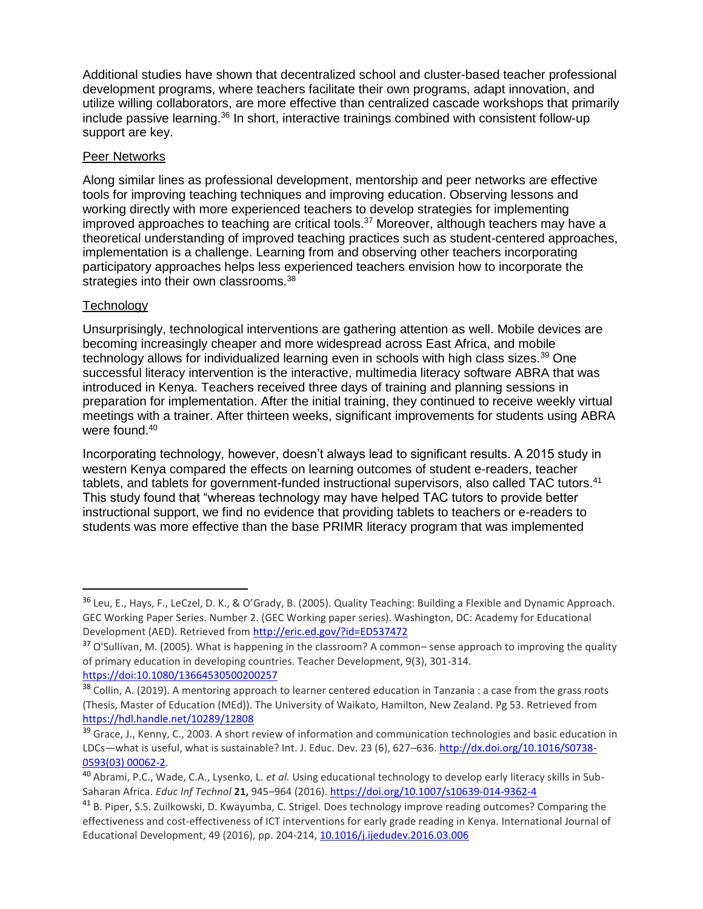Additional studies have shown that decentralized school and cluster-based teacher professional development programs, where teachers facilitate their own programs, adapt innovation, and utilize willing collaborators, are more effective than centralized cascade workshops that primarily include passive learning.[36] In short, interactive trainings combined with consistent follow-up support are key.

Peer Networks

Along similar lines as professional development, mentorship and peer networks are effective tools for improving teaching techniques and improving education. Observing lessons and working directly with more experienced teachers to develop strategies for implementing improved approaches to teaching are critical tools.[37] Moreover, although teachers may have a theoretical understanding of improved teaching practices such as student-centered approaches, implementation is a challenge. Learning from and observing other teachers incorporating participatory approaches helps less experienced teachers envision how to incorporate the strategies into their own classrooms.[38]

Technology

Unsurprisingly, technological interventions are gathering attention as well. Mobile devices are becoming increasingly cheaper and more widespread across East Africa, and mobile technology allows for individualized learning even in schools with high class sizes.[39] One successful literacy intervention is the interactive, multimedia literacy software ABRA that was introduced in Kenya. Teachers received three days of training and planning sessions in preparation for implementation. After the initial training, they continued to receive weekly virtual meetings with a trainer. After thirteen weeks, significant improvements for students using ABRA were found.[40]

Incorporating technology, however, doesn't always lead to significant results. A 2015 study in western Kenya compared the effects on learning outcomes of student e-readers, teacher tablets, and tablets for government-funded instructional supervisors, also called TAC tutors.[41] This study found that "whereas technology may have helped TAC tutors to provide better instructional support, we find no evidence that providing tablets to teachers or e-readers to students was more effective than the base PRIMR literacy program that was implemented

---

[36] Leu, E., Hays, F., LeCzel, D. K., & O'Grady, B. (2005). Quality Teaching: Building a Flexible and Dynamic Approach. GEC Working Paper Series. Number 2. (GEC Working paper series). Washington, DC: Academy for Educational Development (AED). Retrieved from http://eric.ed.gov/?id=ED537472

[37] O'Sullivan, M. (2005). What is happening in the classroom? A common– sense approach to improving the quality of primary education in developing countries. Teacher Development, 9(3), 301-314. https://doi:10.1080/13664530500200257

[38] Collin, A. (2019). A mentoring approach to learner centered education in Tanzania : a case from the grass roots (Thesis, Master of Education (MEd)). The University of Waikato, Hamilton, New Zealand. Pg 53. Retrieved from https://hdl.handle.net/10289/12808

[39] Grace, J., Kenny, C., 2003. A short review of information and communication technologies and basic education in LDCs—what is useful, what is sustainable? Int. J. Educ. Dev. 23 (6), 627–636. http://dx.doi.org/10.1016/S0738-0593(03) 00062-2.

[40] Abrami, P.C., Wade, C.A., Lysenko, L. *et al.* Using educational technology to develop early literacy skills in Sub-Saharan Africa. *Educ Inf Technol* **21,** 945–964 (2016). https://doi.org/10.1007/s10639-014-9362-4

[41] B. Piper, S.S. Zuilkowski, D. Kwayumba, C. Strigel. Does technology improve reading outcomes? Comparing the effectiveness and cost-effectiveness of ICT interventions for early grade reading in Kenya. International Journal of Educational Development, 49 (2016), pp. 204-214, 10.1016/j.ijedudev.2016.03.006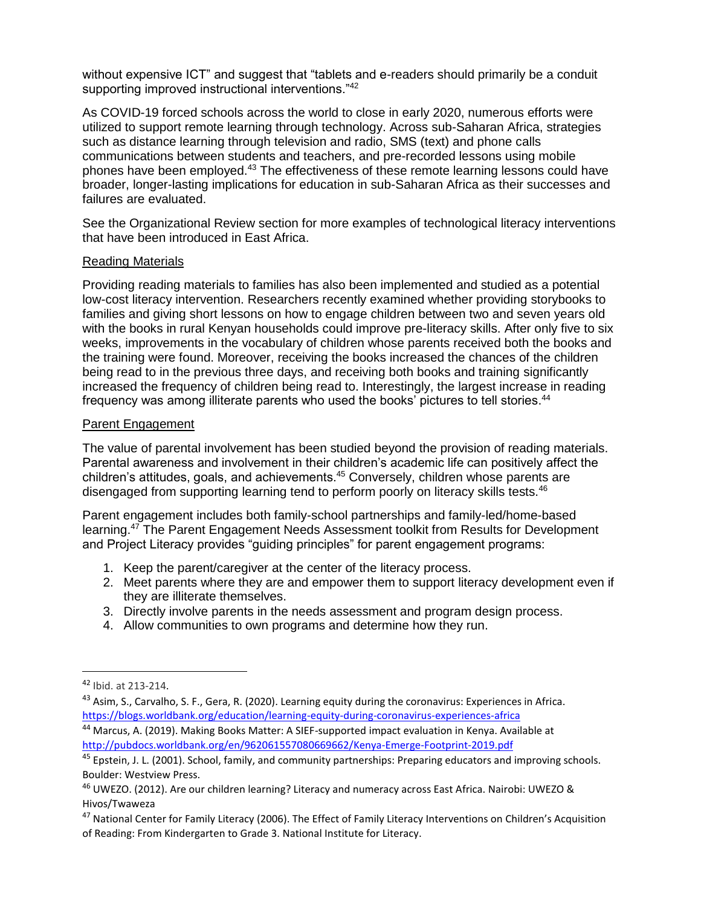without expensive ICT" and suggest that "tablets and e-readers should primarily be a conduit supporting improved instructional interventions."[42]

As COVID-19 forced schools across the world to close in early 2020, numerous efforts were utilized to support remote learning through technology. Across sub-Saharan Africa, strategies such as distance learning through television and radio, SMS (text) and phone calls communications between students and teachers, and pre-recorded lessons using mobile phones have been employed.[43] The effectiveness of these remote learning lessons could have broader, longer-lasting implications for education in sub-Saharan Africa as their successes and failures are evaluated.

See the Organizational Review section for more examples of technological literacy interventions that have been introduced in East Africa.

<u>Reading Materials</u>

Providing reading materials to families has also been implemented and studied as a potential low-cost literacy intervention. Researchers recently examined whether providing storybooks to families and giving short lessons on how to engage children between two and seven years old with the books in rural Kenyan households could improve pre-literacy skills. After only five to six weeks, improvements in the vocabulary of children whose parents received both the books and the training were found. Moreover, receiving the books increased the chances of the children being read to in the previous three days, and receiving both books and training significantly increased the frequency of children being read to. Interestingly, the largest increase in reading frequency was among illiterate parents who used the books' pictures to tell stories.[44]

<u>Parent Engagement</u>

The value of parental involvement has been studied beyond the provision of reading materials. Parental awareness and involvement in their children's academic life can positively affect the children's attitudes, goals, and achievements.[45] Conversely, children whose parents are disengaged from supporting learning tend to perform poorly on literacy skills tests.[46]

Parent engagement includes both family-school partnerships and family-led/home-based learning.[47] The Parent Engagement Needs Assessment toolkit from Results for Development and Project Literacy provides "guiding principles" for parent engagement programs:

1. Keep the parent/caregiver at the center of the literacy process.
2. Meet parents where they are and empower them to support literacy development even if they are illiterate themselves.
3. Directly involve parents in the needs assessment and program design process.
4. Allow communities to own programs and determine how they run.

---

[42] Ibid. at 213-214.

[43] Asim, S., Carvalho, S. F., Gera, R. (2020). Learning equity during the coronavirus: Experiences in Africa. https://blogs.worldbank.org/education/learning-equity-during-coronavirus-experiences-africa

[44] Marcus, A. (2019). Making Books Matter: A SIEF-supported impact evaluation in Kenya. Available at http://pubdocs.worldbank.org/en/962061557080669662/Kenya-Emerge-Footprint-2019.pdf

[45] Epstein, J. L. (2001). School, family, and community partnerships: Preparing educators and improving schools. Boulder: Westview Press.

[46] UWEZO. (2012). Are our children learning? Literacy and numeracy across East Africa. Nairobi: UWEZO & Hivos/Twaweza

[47] National Center for Family Literacy (2006). The Effect of Family Literacy Interventions on Children's Acquisition of Reading: From Kindergarten to Grade 3. National Institute for Literacy.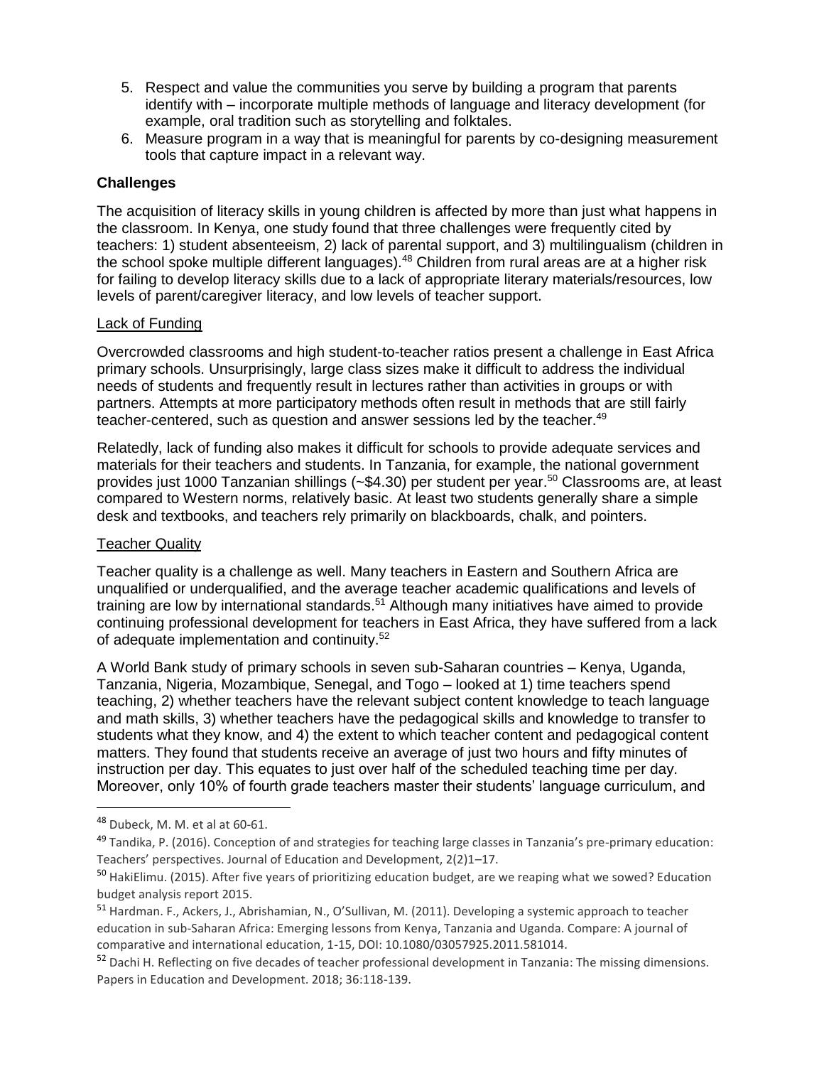5. Respect and value the communities you serve by building a program that parents identify with – incorporate multiple methods of language and literacy development (for example, oral tradition such as storytelling and folktales.
6. Measure program in a way that is meaningful for parents by co-designing measurement tools that capture impact in a relevant way.

### Challenges

The acquisition of literacy skills in young children is affected by more than just what happens in the classroom. In Kenya, one study found that three challenges were frequently cited by teachers: 1) student absenteeism, 2) lack of parental support, and 3) multilingualism (children in the school spoke multiple different languages).[48] Children from rural areas are at a higher risk for failing to develop literacy skills due to a lack of appropriate literary materials/resources, low levels of parent/caregiver literacy, and low levels of teacher support.

#### Lack of Funding

Overcrowded classrooms and high student-to-teacher ratios present a challenge in East Africa primary schools. Unsurprisingly, large class sizes make it difficult to address the individual needs of students and frequently result in lectures rather than activities in groups or with partners. Attempts at more participatory methods often result in methods that are still fairly teacher-centered, such as question and answer sessions led by the teacher.[49]

Relatedly, lack of funding also makes it difficult for schools to provide adequate services and materials for their teachers and students. In Tanzania, for example, the national government provides just 1000 Tanzanian shillings (~$4.30) per student per year.[50] Classrooms are, at least compared to Western norms, relatively basic. At least two students generally share a simple desk and textbooks, and teachers rely primarily on blackboards, chalk, and pointers.

#### Teacher Quality

Teacher quality is a challenge as well. Many teachers in Eastern and Southern Africa are unqualified or underqualified, and the average teacher academic qualifications and levels of training are low by international standards.[51] Although many initiatives have aimed to provide continuing professional development for teachers in East Africa, they have suffered from a lack of adequate implementation and continuity.[52]

A World Bank study of primary schools in seven sub-Saharan countries – Kenya, Uganda, Tanzania, Nigeria, Mozambique, Senegal, and Togo – looked at 1) time teachers spend teaching, 2) whether teachers have the relevant subject content knowledge to teach language and math skills, 3) whether teachers have the pedagogical skills and knowledge to transfer to students what they know, and 4) the extent to which teacher content and pedagogical content matters. They found that students receive an average of just two hours and fifty minutes of instruction per day. This equates to just over half of the scheduled teaching time per day. Moreover, only 10% of fourth grade teachers master their students' language curriculum, and

---

[48] Dubeck, M. M. et al at 60-61.

[49] Tandika, P. (2016). Conception of and strategies for teaching large classes in Tanzania's pre-primary education: Teachers' perspectives. Journal of Education and Development, 2(2)1–17.

[50] HakiElimu. (2015). After five years of prioritizing education budget, are we reaping what we sowed? Education budget analysis report 2015.

[51] Hardman. F., Ackers, J., Abrishamian, N., O'Sullivan, M. (2011). Developing a systemic approach to teacher education in sub-Saharan Africa: Emerging lessons from Kenya, Tanzania and Uganda. Compare: A journal of comparative and international education, 1-15, DOI: 10.1080/03057925.2011.581014.

[52] Dachi H. Reflecting on five decades of teacher professional development in Tanzania: The missing dimensions. Papers in Education and Development. 2018; 36:118-139.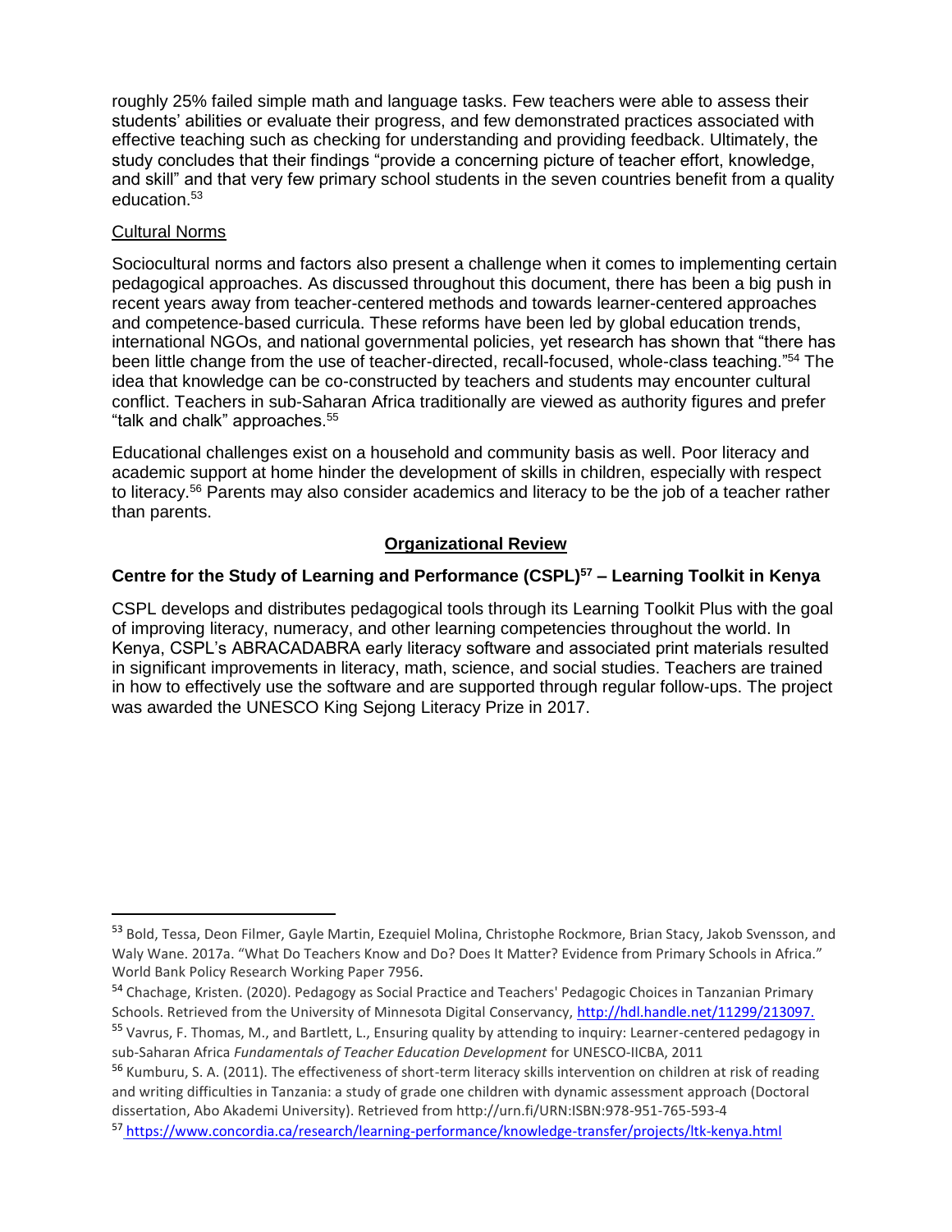roughly 25% failed simple math and language tasks. Few teachers were able to assess their students' abilities or evaluate their progress, and few demonstrated practices associated with effective teaching such as checking for understanding and providing feedback. Ultimately, the study concludes that their findings "provide a concerning picture of teacher effort, knowledge, and skill" and that very few primary school students in the seven countries benefit from a quality education.[53]

Cultural Norms

Sociocultural norms and factors also present a challenge when it comes to implementing certain pedagogical approaches. As discussed throughout this document, there has been a big push in recent years away from teacher-centered methods and towards learner-centered approaches and competence-based curricula. These reforms have been led by global education trends, international NGOs, and national governmental policies, yet research has shown that "there has been little change from the use of teacher-directed, recall-focused, whole-class teaching."[54] The idea that knowledge can be co-constructed by teachers and students may encounter cultural conflict. Teachers in sub-Saharan Africa traditionally are viewed as authority figures and prefer "talk and chalk" approaches.[55]

Educational challenges exist on a household and community basis as well. Poor literacy and academic support at home hinder the development of skills in children, especially with respect to literacy.[56] Parents may also consider academics and literacy to be the job of a teacher rather than parents.

## Organizational Review

### Centre for the Study of Learning and Performance (CSPL)[57] – Learning Toolkit in Kenya

CSPL develops and distributes pedagogical tools through its Learning Toolkit Plus with the goal of improving literacy, numeracy, and other learning competencies throughout the world. In Kenya, CSPL's ABRACADABRA early literacy software and associated print materials resulted in significant improvements in literacy, math, science, and social studies. Teachers are trained in how to effectively use the software and are supported through regular follow-ups. The project was awarded the UNESCO King Sejong Literacy Prize in 2017.

---

[53] Bold, Tessa, Deon Filmer, Gayle Martin, Ezequiel Molina, Christophe Rockmore, Brian Stacy, Jakob Svensson, and Waly Wane. 2017a. "What Do Teachers Know and Do? Does It Matter? Evidence from Primary Schools in Africa." World Bank Policy Research Working Paper 7956.

[54] Chachage, Kristen. (2020). Pedagogy as Social Practice and Teachers' Pedagogic Choices in Tanzanian Primary Schools. Retrieved from the University of Minnesota Digital Conservancy, http://hdl.handle.net/11299/213097.

[55] Vavrus, F. Thomas, M., and Bartlett, L., Ensuring quality by attending to inquiry: Learner-centered pedagogy in sub-Saharan Africa *Fundamentals of Teacher Education Development* for UNESCO-IICBA, 2011

[56] Kumburu, S. A. (2011). The effectiveness of short-term literacy skills intervention on children at risk of reading and writing difficulties in Tanzania: a study of grade one children with dynamic assessment approach (Doctoral dissertation, Abo Akademi University). Retrieved from http://urn.fi/URN:ISBN:978-951-765-593-4

[57] https://www.concordia.ca/research/learning-performance/knowledge-transfer/projects/ltk-kenya.html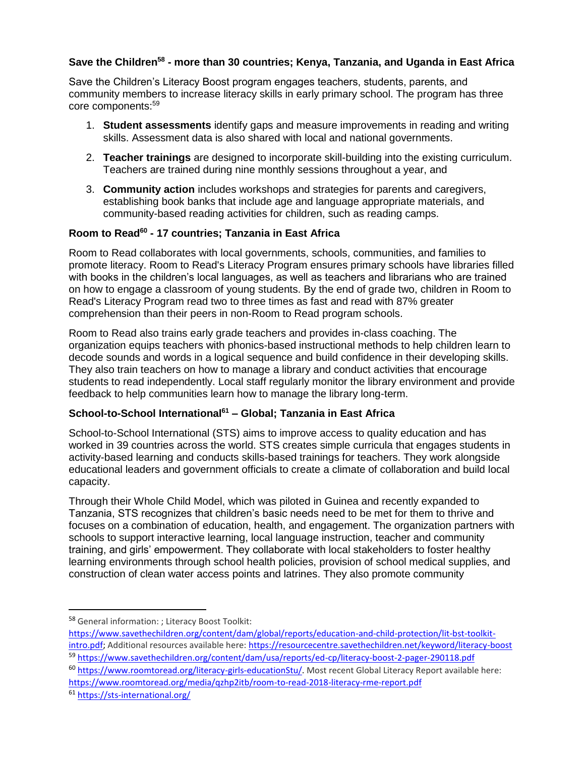**Save the Children[58] - more than 30 countries; Kenya, Tanzania, and Uganda in East Africa**

Save the Children's Literacy Boost program engages teachers, students, parents, and community members to increase literacy skills in early primary school. The program has three core components:[59]

1. **Student assessments** identify gaps and measure improvements in reading and writing skills. Assessment data is also shared with local and national governments.

2. **Teacher trainings** are designed to incorporate skill-building into the existing curriculum. Teachers are trained during nine monthly sessions throughout a year, and

3. **Community action** includes workshops and strategies for parents and caregivers, establishing book banks that include age and language appropriate materials, and community-based reading activities for children, such as reading camps.

**Room to Read[60] - 17 countries; Tanzania in East Africa**

Room to Read collaborates with local governments, schools, communities, and families to promote literacy. Room to Read's Literacy Program ensures primary schools have libraries filled with books in the children's local languages, as well as teachers and librarians who are trained on how to engage a classroom of young students. By the end of grade two, children in Room to Read's Literacy Program read two to three times as fast and read with 87% greater comprehension than their peers in non-Room to Read program schools.

Room to Read also trains early grade teachers and provides in-class coaching. The organization equips teachers with phonics-based instructional methods to help children learn to decode sounds and words in a logical sequence and build confidence in their developing skills. They also train teachers on how to manage a library and conduct activities that encourage students to read independently. Local staff regularly monitor the library environment and provide feedback to help communities learn how to manage the library long-term.

**School-to-School International[61] – Global; Tanzania in East Africa**

School-to-School International (STS) aims to improve access to quality education and has worked in 39 countries across the world. STS creates simple curricula that engages students in activity-based learning and conducts skills-based trainings for teachers. They work alongside educational leaders and government officials to create a climate of collaboration and build local capacity.

Through their Whole Child Model, which was piloted in Guinea and recently expanded to Tanzania, STS recognizes that children's basic needs need to be met for them to thrive and focuses on a combination of education, health, and engagement. The organization partners with schools to support interactive learning, local language instruction, teacher and community training, and girls' empowerment. They collaborate with local stakeholders to foster healthy learning environments through school health policies, provision of school medical supplies, and construction of clean water access points and latrines. They also promote community

---

[58] General information: ; Literacy Boost Toolkit: https://www.savethechildren.org/content/dam/global/reports/education-and-child-protection/lit-bst-toolkit-intro.pdf; Additional resources available here: https://resourcentre.savethechildren.net/keyword/literacy-boost

[59] https://www.savethechildren.org/content/dam/usa/reports/ed-cp/literacy-boost-2-pager-290118.pdf

[60] https://www.roomtoread.org/literacy-girls-educationStu/. Most recent Global Literacy Report available here: https://www.roomtoread.org/media/qzhp2itb/room-to-read-2018-literacy-rme-report.pdf

[61] https://sts-international.org/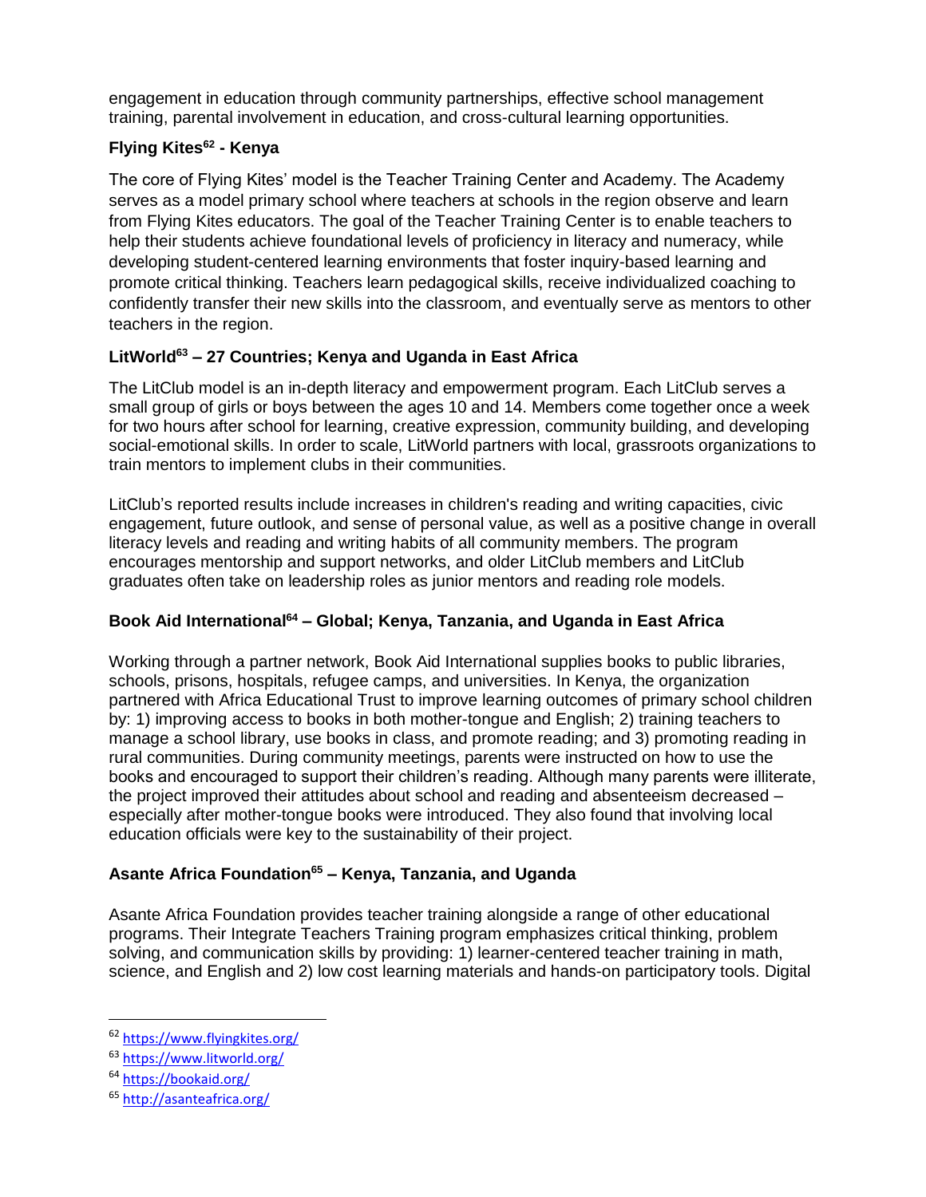engagement in education through community partnerships, effective school management training, parental involvement in education, and cross-cultural learning opportunities.

### Flying Kites[62] - Kenya

The core of Flying Kites' model is the Teacher Training Center and Academy. The Academy serves as a model primary school where teachers at schools in the region observe and learn from Flying Kites educators. The goal of the Teacher Training Center is to enable teachers to help their students achieve foundational levels of proficiency in literacy and numeracy, while developing student-centered learning environments that foster inquiry-based learning and promote critical thinking. Teachers learn pedagogical skills, receive individualized coaching to confidently transfer their new skills into the classroom, and eventually serve as mentors to other teachers in the region.

### LitWorld[63] – 27 Countries; Kenya and Uganda in East Africa

The LitClub model is an in-depth literacy and empowerment program. Each LitClub serves a small group of girls or boys between the ages 10 and 14. Members come together once a week for two hours after school for learning, creative expression, community building, and developing social-emotional skills. In order to scale, LitWorld partners with local, grassroots organizations to train mentors to implement clubs in their communities.

LitClub's reported results include increases in children's reading and writing capacities, civic engagement, future outlook, and sense of personal value, as well as a positive change in overall literacy levels and reading and writing habits of all community members. The program encourages mentorship and support networks, and older LitClub members and LitClub graduates often take on leadership roles as junior mentors and reading role models.

### Book Aid International[64] – Global; Kenya, Tanzania, and Uganda in East Africa

Working through a partner network, Book Aid International supplies books to public libraries, schools, prisons, hospitals, refugee camps, and universities. In Kenya, the organization partnered with Africa Educational Trust to improve learning outcomes of primary school children by: 1) improving access to books in both mother-tongue and English; 2) training teachers to manage a school library, use books in class, and promote reading; and 3) promoting reading in rural communities. During community meetings, parents were instructed on how to use the books and encouraged to support their children's reading. Although many parents were illiterate, the project improved their attitudes about school and reading and absenteeism decreased – especially after mother-tongue books were introduced. They also found that involving local education officials were key to the sustainability of their project.

### Asante Africa Foundation[65] – Kenya, Tanzania, and Uganda

Asante Africa Foundation provides teacher training alongside a range of other educational programs. Their Integrate Teachers Training program emphasizes critical thinking, problem solving, and communication skills by providing: 1) learner-centered teacher training in math, science, and English and 2) low cost learning materials and hands-on participatory tools. Digital

---

[62] https://www.flyingkites.org/

[63] https://www.litworld.org/

[64] https://bookaid.org/

[65] http://asanteafrica.org/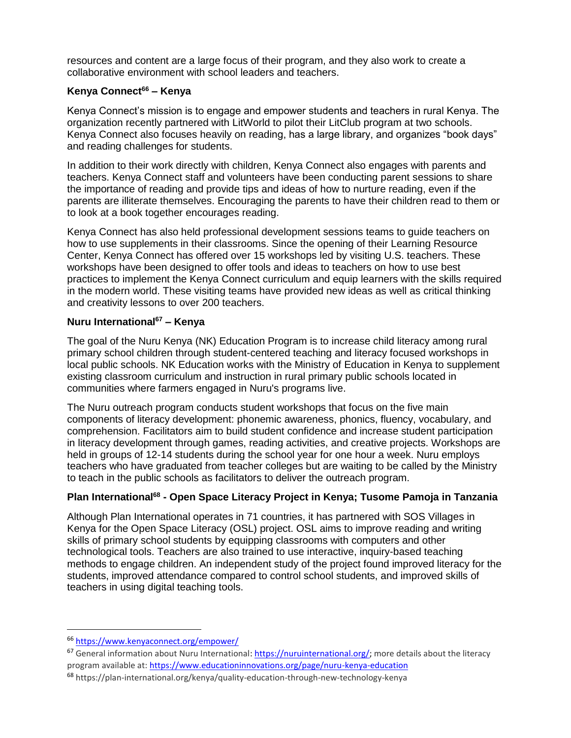resources and content are a large focus of their program, and they also work to create a collaborative environment with school leaders and teachers.

**Kenya Connect[66] – Kenya**

Kenya Connect's mission is to engage and empower students and teachers in rural Kenya. The organization recently partnered with LitWorld to pilot their LitClub program at two schools. Kenya Connect also focuses heavily on reading, has a large library, and organizes "book days" and reading challenges for students.

In addition to their work directly with children, Kenya Connect also engages with parents and teachers. Kenya Connect staff and volunteers have been conducting parent sessions to share the importance of reading and provide tips and ideas of how to nurture reading, even if the parents are illiterate themselves. Encouraging the parents to have their children read to them or to look at a book together encourages reading.

Kenya Connect has also held professional development sessions teams to guide teachers on how to use supplements in their classrooms. Since the opening of their Learning Resource Center, Kenya Connect has offered over 15 workshops led by visiting U.S. teachers. These workshops have been designed to offer tools and ideas to teachers on how to use best practices to implement the Kenya Connect curriculum and equip learners with the skills required in the modern world. These visiting teams have provided new ideas as well as critical thinking and creativity lessons to over 200 teachers.

**Nuru International[67] – Kenya**

The goal of the Nuru Kenya (NK) Education Program is to increase child literacy among rural primary school children through student-centered teaching and literacy focused workshops in local public schools. NK Education works with the Ministry of Education in Kenya to supplement existing classroom curriculum and instruction in rural primary public schools located in communities where farmers engaged in Nuru's programs live.

The Nuru outreach program conducts student workshops that focus on the five main components of literacy development: phonemic awareness, phonics, fluency, vocabulary, and comprehension. Facilitators aim to build student confidence and increase student participation in literacy development through games, reading activities, and creative projects. Workshops are held in groups of 12-14 students during the school year for one hour a week. Nuru employs teachers who have graduated from teacher colleges but are waiting to be called by the Ministry to teach in the public schools as facilitators to deliver the outreach program.

**Plan International[68] - Open Space Literacy Project in Kenya; Tusome Pamoja in Tanzania**

Although Plan International operates in 71 countries, it has partnered with SOS Villages in Kenya for the Open Space Literacy (OSL) project. OSL aims to improve reading and writing skills of primary school students by equipping classrooms with computers and other technological tools. Teachers are also trained to use interactive, inquiry-based teaching methods to engage children. An independent study of the project found improved literacy for the students, improved attendance compared to control school students, and improved skills of teachers in using digital teaching tools.

---

[66] https://www.kenyaconnect.org/empower/

[67] General information about Nuru International: https://nuruinternational.org/; more details about the literacy program available at: https://www.educationinnovations.org/page/nuru-kenya-education

[68] https://plan-international.org/kenya/quality-education-through-new-technology-kenya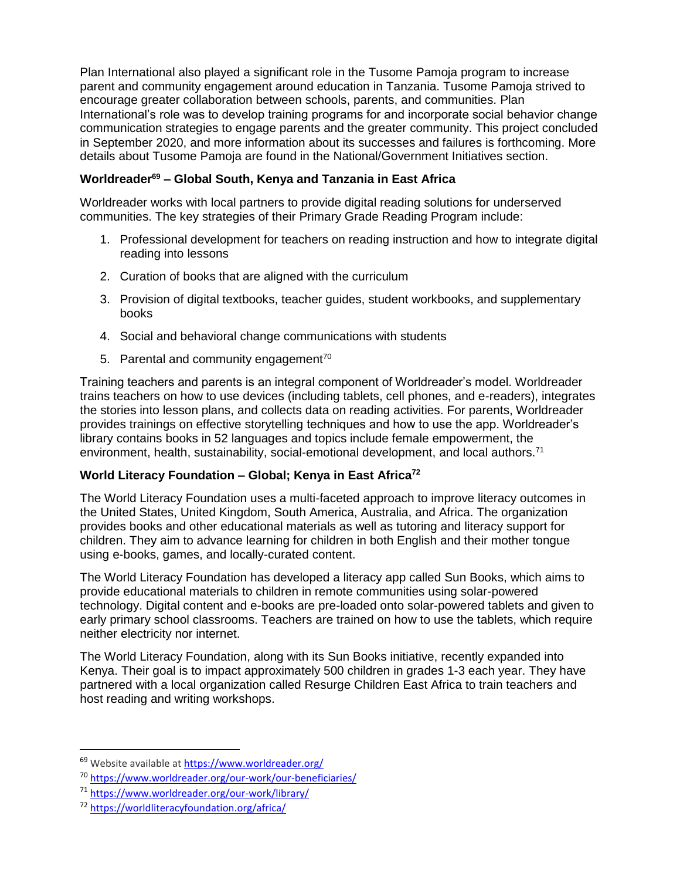Plan International also played a significant role in the Tusome Pamoja program to increase parent and community engagement around education in Tanzania. Tusome Pamoja strived to encourage greater collaboration between schools, parents, and communities. Plan International's role was to develop training programs for and incorporate social behavior change communication strategies to engage parents and the greater community. This project concluded in September 2020, and more information about its successes and failures is forthcoming. More details about Tusome Pamoja are found in the National/Government Initiatives section.

### Worldreader[69] – Global South, Kenya and Tanzania in East Africa

Worldreader works with local partners to provide digital reading solutions for underserved communities. The key strategies of their Primary Grade Reading Program include:

1. Professional development for teachers on reading instruction and how to integrate digital reading into lessons
2. Curation of books that are aligned with the curriculum
3. Provision of digital textbooks, teacher guides, student workbooks, and supplementary books
4. Social and behavioral change communications with students
5. Parental and community engagement[70]

Training teachers and parents is an integral component of Worldreader's model. Worldreader trains teachers on how to use devices (including tablets, cell phones, and e-readers), integrates the stories into lesson plans, and collects data on reading activities. For parents, Worldreader provides trainings on effective storytelling techniques and how to use the app. Worldreader's library contains books in 52 languages and topics include female empowerment, the environment, health, sustainability, social-emotional development, and local authors.[71]

### World Literacy Foundation – Global; Kenya in East Africa[72]

The World Literacy Foundation uses a multi-faceted approach to improve literacy outcomes in the United States, United Kingdom, South America, Australia, and Africa. The organization provides books and other educational materials as well as tutoring and literacy support for children. They aim to advance learning for children in both English and their mother tongue using e-books, games, and locally-curated content.

The World Literacy Foundation has developed a literacy app called Sun Books, which aims to provide educational materials to children in remote communities using solar-powered technology. Digital content and e-books are pre-loaded onto solar-powered tablets and given to early primary school classrooms. Teachers are trained on how to use the tablets, which require neither electricity nor internet.

The World Literacy Foundation, along with its Sun Books initiative, recently expanded into Kenya. Their goal is to impact approximately 500 children in grades 1-3 each year. They have partnered with a local organization called Resurge Children East Africa to train teachers and host reading and writing workshops.

---

[69] Website available at https://www.worldreader.org/

[70] https://www.worldreader.org/our-work/our-beneficiaries/

[71] https://www.worldreader.org/our-work/library/

[72] https://worldliteracyfoundation.org/africa/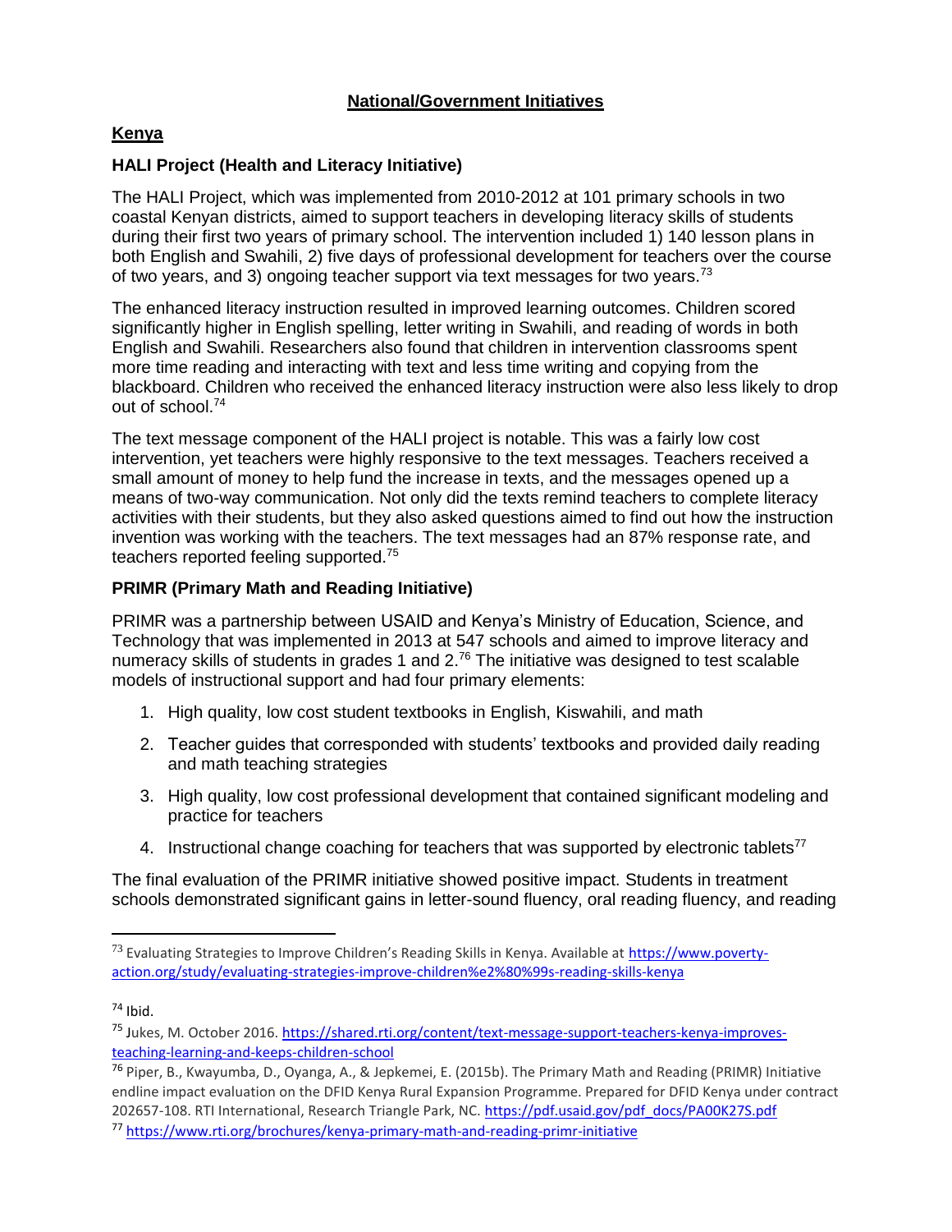## National/Government Initiatives

### Kenya

#### HALI Project (Health and Literacy Initiative)

The HALI Project, which was implemented from 2010-2012 at 101 primary schools in two coastal Kenyan districts, aimed to support teachers in developing literacy skills of students during their first two years of primary school. The intervention included 1) 140 lesson plans in both English and Swahili, 2) five days of professional development for teachers over the course of two years, and 3) ongoing teacher support via text messages for two years.[73]

The enhanced literacy instruction resulted in improved learning outcomes. Children scored significantly higher in English spelling, letter writing in Swahili, and reading of words in both English and Swahili. Researchers also found that children in intervention classrooms spent more time reading and interacting with text and less time writing and copying from the blackboard. Children who received the enhanced literacy instruction were also less likely to drop out of school.[74]

The text message component of the HALI project is notable. This was a fairly low cost intervention, yet teachers were highly responsive to the text messages. Teachers received a small amount of money to help fund the increase in texts, and the messages opened up a means of two-way communication. Not only did the texts remind teachers to complete literacy activities with their students, but they also asked questions aimed to find out how the instruction invention was working with the teachers. The text messages had an 87% response rate, and teachers reported feeling supported.[75]

#### PRIMR (Primary Math and Reading Initiative)

PRIMR was a partnership between USAID and Kenya's Ministry of Education, Science, and Technology that was implemented in 2013 at 547 schools and aimed to improve literacy and numeracy skills of students in grades 1 and 2.[76] The initiative was designed to test scalable models of instructional support and had four primary elements:

1. High quality, low cost student textbooks in English, Kiswahili, and math
2. Teacher guides that corresponded with students' textbooks and provided daily reading and math teaching strategies
3. High quality, low cost professional development that contained significant modeling and practice for teachers
4. Instructional change coaching for teachers that was supported by electronic tablets[77]

The final evaluation of the PRIMR initiative showed positive impact. Students in treatment schools demonstrated significant gains in letter-sound fluency, oral reading fluency, and reading

---

[73] Evaluating Strategies to Improve Children's Reading Skills in Kenya. Available at https://www.poverty-action.org/study/evaluating-strategies-improve-children%e2%80%99s-reading-skills-kenya

[74] Ibid.

[75] Jukes, M. October 2016. https://shared.rti.org/content/text-message-support-teachers-kenya-improves-teaching-learning-and-keeps-children-school

[76] Piper, B., Kwayumba, D., Oyanga, A., & Jepkemei, E. (2015b). The Primary Math and Reading (PRIMR) Initiative endline impact evaluation on the DFID Kenya Rural Expansion Programme. Prepared for DFID Kenya under contract 202657-108. RTI International, Research Triangle Park, NC. https://pdf.usaid.gov/pdf_docs/PA00K27S.pdf

[77] https://www.rti.org/brochures/kenya-primary-math-and-reading-primr-initiative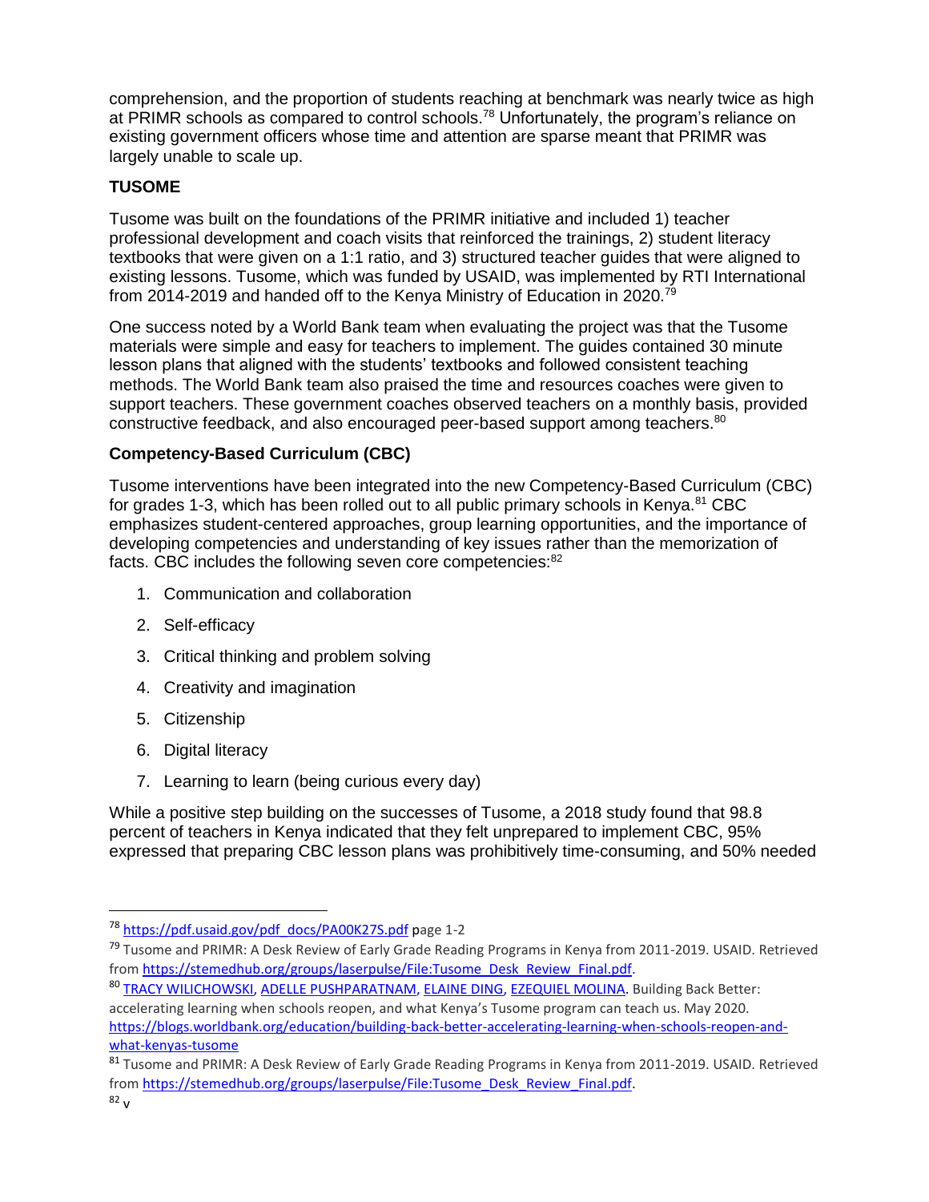comprehension, and the proportion of students reaching at benchmark was nearly twice as high at PRIMR schools as compared to control schools.[78] Unfortunately, the program's reliance on existing government officers whose time and attention are sparse meant that PRIMR was largely unable to scale up.

### TUSOME

Tusome was built on the foundations of the PRIMR initiative and included 1) teacher professional development and coach visits that reinforced the trainings, 2) student literacy textbooks that were given on a 1:1 ratio, and 3) structured teacher guides that were aligned to existing lessons. Tusome, which was funded by USAID, was implemented by RTI International from 2014-2019 and handed off to the Kenya Ministry of Education in 2020.[79]

One success noted by a World Bank team when evaluating the project was that the Tusome materials were simple and easy for teachers to implement. The guides contained 30 minute lesson plans that aligned with the students' textbooks and followed consistent teaching methods. The World Bank team also praised the time and resources coaches were given to support teachers. These government coaches observed teachers on a monthly basis, provided constructive feedback, and also encouraged peer-based support among teachers.[80]

### Competency-Based Curriculum (CBC)

Tusome interventions have been integrated into the new Competency-Based Curriculum (CBC) for grades 1-3, which has been rolled out to all public primary schools in Kenya.[81] CBC emphasizes student-centered approaches, group learning opportunities, and the importance of developing competencies and understanding of key issues rather than the memorization of facts. CBC includes the following seven core competencies:[82]

1. Communication and collaboration
2. Self-efficacy
3. Critical thinking and problem solving
4. Creativity and imagination
5. Citizenship
6. Digital literacy
7. Learning to learn (being curious every day)

While a positive step building on the successes of Tusome, a 2018 study found that 98.8 percent of teachers in Kenya indicated that they felt unprepared to implement CBC, 95% expressed that preparing CBC lesson plans was prohibitively time-consuming, and 50% needed

---

[78] https://pdf.usaid.gov/pdf_docs/PA00K27S.pdf page 1-2

[79] Tusome and PRIMR: A Desk Review of Early Grade Reading Programs in Kenya from 2011-2019. USAID. Retrieved from https://stemedhub.org/groups/laserpulse/File:Tusome_Desk_Review_Final.pdf.

[80] TRACY WILICHOWSKI, ADELLE PUSHPARATNAM, ELAINE DING, EZEQUIEL MOLINA. Building Back Better: accelerating learning when schools reopen, and what Kenya's Tusome program can teach us. May 2020. https://blogs.worldbank.org/education/building-back-better-accelerating-learning-when-schools-reopen-and-what-kenyas-tusome

[81] Tusome and PRIMR: A Desk Review of Early Grade Reading Programs in Kenya from 2011-2019. USAID. Retrieved from https://stemedhub.org/groups/laserpulse/File:Tusome_Desk_Review_Final.pdf.

[82] v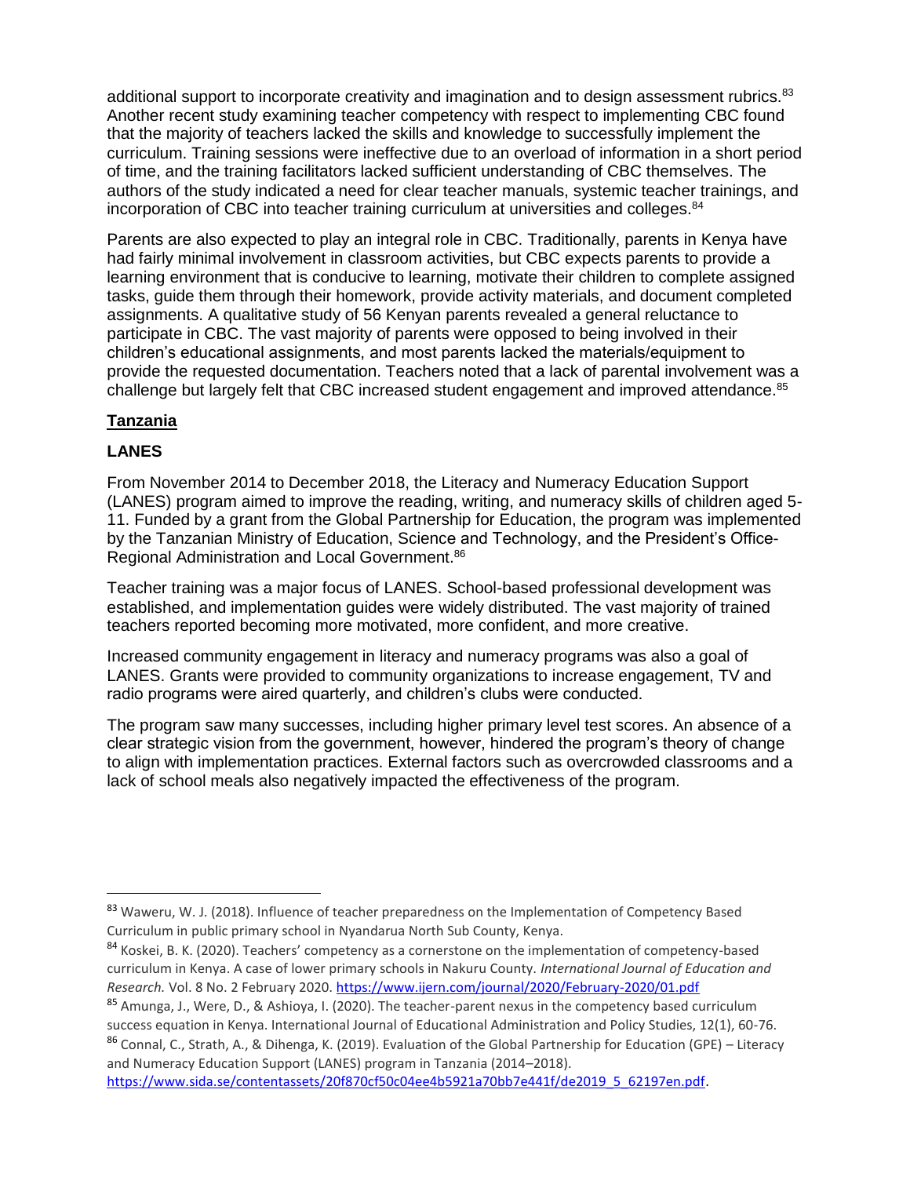additional support to incorporate creativity and imagination and to design assessment rubrics.[83] Another recent study examining teacher competency with respect to implementing CBC found that the majority of teachers lacked the skills and knowledge to successfully implement the curriculum. Training sessions were ineffective due to an overload of information in a short period of time, and the training facilitators lacked sufficient understanding of CBC themselves. The authors of the study indicated a need for clear teacher manuals, systemic teacher trainings, and incorporation of CBC into teacher training curriculum at universities and colleges.[84]

Parents are also expected to play an integral role in CBC. Traditionally, parents in Kenya have had fairly minimal involvement in classroom activities, but CBC expects parents to provide a learning environment that is conducive to learning, motivate their children to complete assigned tasks, guide them through their homework, provide activity materials, and document completed assignments. A qualitative study of 56 Kenyan parents revealed a general reluctance to participate in CBC. The vast majority of parents were opposed to being involved in their children's educational assignments, and most parents lacked the materials/equipment to provide the requested documentation. Teachers noted that a lack of parental involvement was a challenge but largely felt that CBC increased student engagement and improved attendance.[85]

## <u>Tanzania</u>

### LANES

From November 2014 to December 2018, the Literacy and Numeracy Education Support (LANES) program aimed to improve the reading, writing, and numeracy skills of children aged 5-11. Funded by a grant from the Global Partnership for Education, the program was implemented by the Tanzanian Ministry of Education, Science and Technology, and the President's Office-Regional Administration and Local Government.[86]

Teacher training was a major focus of LANES. School-based professional development was established, and implementation guides were widely distributed. The vast majority of trained teachers reported becoming more motivated, more confident, and more creative.

Increased community engagement in literacy and numeracy programs was also a goal of LANES. Grants were provided to community organizations to increase engagement, TV and radio programs were aired quarterly, and children's clubs were conducted.

The program saw many successes, including higher primary level test scores. An absence of a clear strategic vision from the government, however, hindered the program's theory of change to align with implementation practices. External factors such as overcrowded classrooms and a lack of school meals also negatively impacted the effectiveness of the program.

---

[83] Waweru, W. J. (2018). Influence of teacher preparedness on the Implementation of Competency Based Curriculum in public primary school in Nyandarua North Sub County, Kenya.

[84] Koskei, B. K. (2020). Teachers' competency as a cornerstone on the implementation of competency-based curriculum in Kenya. A case of lower primary schools in Nakuru County. *International Journal of Education and Research.* Vol. 8 No. 2 February 2020. https://www.ijern.com/journal/2020/February-2020/01.pdf

[85] Amunga, J., Were, D., & Ashioya, I. (2020). The teacher-parent nexus in the competency based curriculum success equation in Kenya. International Journal of Educational Administration and Policy Studies, 12(1), 60-76.

[86] Connal, C., Strath, A., & Dihenga, K. (2019). Evaluation of the Global Partnership for Education (GPE) – Literacy and Numeracy Education Support (LANES) program in Tanzania (2014–2018). https://www.sida.se/contentassets/20f870cf50c04ee4b5921a70bb7e441f/de2019_5_62197en.pdf.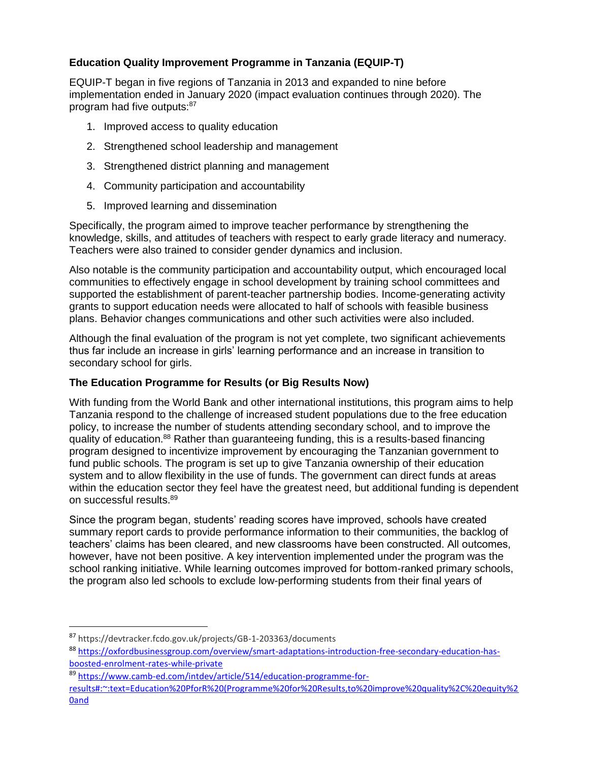**Education Quality Improvement Programme in Tanzania (EQUIP-T)**

EQUIP-T began in five regions of Tanzania in 2013 and expanded to nine before implementation ended in January 2020 (impact evaluation continues through 2020). The program had five outputs:[87]

1. Improved access to quality education
2. Strengthened school leadership and management
3. Strengthened district planning and management
4. Community participation and accountability
5. Improved learning and dissemination

Specifically, the program aimed to improve teacher performance by strengthening the knowledge, skills, and attitudes of teachers with respect to early grade literacy and numeracy. Teachers were also trained to consider gender dynamics and inclusion.

Also notable is the community participation and accountability output, which encouraged local communities to effectively engage in school development by training school committees and supported the establishment of parent-teacher partnership bodies. Income-generating activity grants to support education needs were allocated to half of schools with feasible business plans. Behavior changes communications and other such activities were also included.

Although the final evaluation of the program is not yet complete, two significant achievements thus far include an increase in girls' learning performance and an increase in transition to secondary school for girls.

**The Education Programme for Results (or Big Results Now)**

With funding from the World Bank and other international institutions, this program aims to help Tanzania respond to the challenge of increased student populations due to the free education policy, to increase the number of students attending secondary school, and to improve the quality of education.[88] Rather than guaranteeing funding, this is a results-based financing program designed to incentivize improvement by encouraging the Tanzanian government to fund public schools. The program is set up to give Tanzania ownership of their education system and to allow flexibility in the use of funds. The government can direct funds at areas within the education sector they feel have the greatest need, but additional funding is dependent on successful results.[89]

Since the program began, students' reading scores have improved, schools have created summary report cards to provide performance information to their communities, the backlog of teachers' claims has been cleared, and new classrooms have been constructed. All outcomes, however, have not been positive. A key intervention implemented under the program was the school ranking initiative. While learning outcomes improved for bottom-ranked primary schools, the program also led schools to exclude low-performing students from their final years of

---

[87] https://devtracker.fcdo.gov.uk/projects/GB-1-203363/documents

[88] https://oxfordbusinessgroup.com/overview/smart-adaptations-introduction-free-secondary-education-has-boosted-enrolment-rates-while-private

[89] https://www.camb-ed.com/intdev/article/514/education-programme-for-results#:~:text=Education%20PforR%20(Programme%20for%20Results,to%20improve%20quality%2C%20equity%20and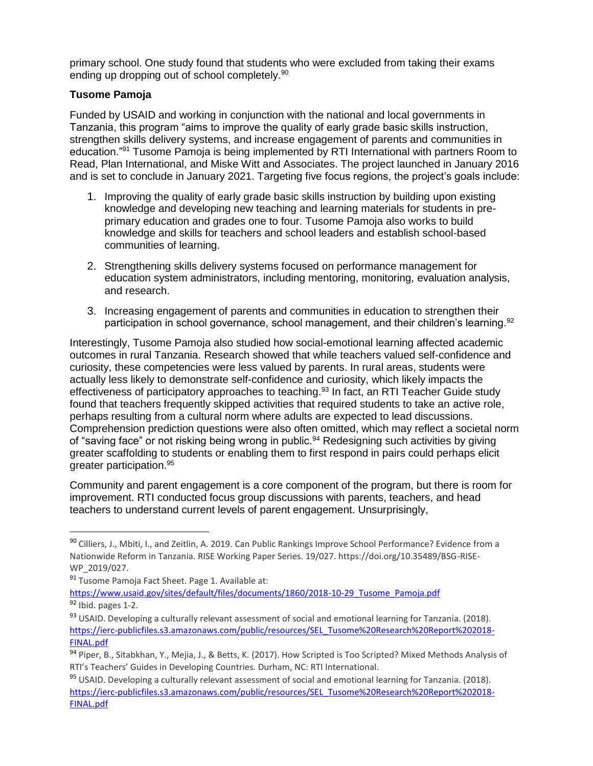primary school. One study found that students who were excluded from taking their exams ending up dropping out of school completely.[90]

### Tusome Pamoja

Funded by USAID and working in conjunction with the national and local governments in Tanzania, this program "aims to improve the quality of early grade basic skills instruction, strengthen skills delivery systems, and increase engagement of parents and communities in education."[91] Tusome Pamoja is being implemented by RTI International with partners Room to Read, Plan International, and Miske Witt and Associates. The project launched in January 2016 and is set to conclude in January 2021. Targeting five focus regions, the project's goals include:

1. Improving the quality of early grade basic skills instruction by building upon existing knowledge and developing new teaching and learning materials for students in pre-primary education and grades one to four. Tusome Pamoja also works to build knowledge and skills for teachers and school leaders and establish school-based communities of learning.

2. Strengthening skills delivery systems focused on performance management for education system administrators, including mentoring, monitoring, evaluation analysis, and research.

3. Increasing engagement of parents and communities in education to strengthen their participation in school governance, school management, and their children's learning.[92]

Interestingly, Tusome Pamoja also studied how social-emotional learning affected academic outcomes in rural Tanzania. Research showed that while teachers valued self-confidence and curiosity, these competencies were less valued by parents. In rural areas, students were actually less likely to demonstrate self-confidence and curiosity, which likely impacts the effectiveness of participatory approaches to teaching.[93] In fact, an RTI Teacher Guide study found that teachers frequently skipped activities that required students to take an active role, perhaps resulting from a cultural norm where adults are expected to lead discussions. Comprehension prediction questions were also often omitted, which may reflect a societal norm of "saving face" or not risking being wrong in public.[94] Redesigning such activities by giving greater scaffolding to students or enabling them to first respond in pairs could perhaps elicit greater participation.[95]

Community and parent engagement is a core component of the program, but there is room for improvement. RTI conducted focus group discussions with parents, teachers, and head teachers to understand current levels of parent engagement. Unsurprisingly,

---

[90] Cilliers, J., Mbiti, I., and Zeitlin, A. 2019. Can Public Rankings Improve School Performance? Evidence from a Nationwide Reform in Tanzania. RISE Working Paper Series. 19/027. https://doi.org/10.35489/BSG-RISE-WP_2019/027.

[91] Tusome Pamoja Fact Sheet. Page 1. Available at: https://www.usaid.gov/sites/default/files/documents/1860/2018-10-29_Tusome_Pamoja.pdf

[92] Ibid. pages 1-2.

[93] USAID. Developing a culturally relevant assessment of social and emotional learning for Tanzania. (2018). https://ierc-publicfiles.s3.amazonaws.com/public/resources/SEL_Tusome%20Research%20Report%202018-FINAL.pdf

[94] Piper, B., Sitabkhan, Y., Mejia, J., & Betts, K. (2017). How Scripted is Too Scripted? Mixed Methods Analysis of RTI's Teachers' Guides in Developing Countries. Durham, NC: RTI International.

[95] USAID. Developing a culturally relevant assessment of social and emotional learning for Tanzania. (2018). https://ierc-publicfiles.s3.amazonaws.com/public/resources/SEL_Tusome%20Research%20Report%202018-FINAL.pdf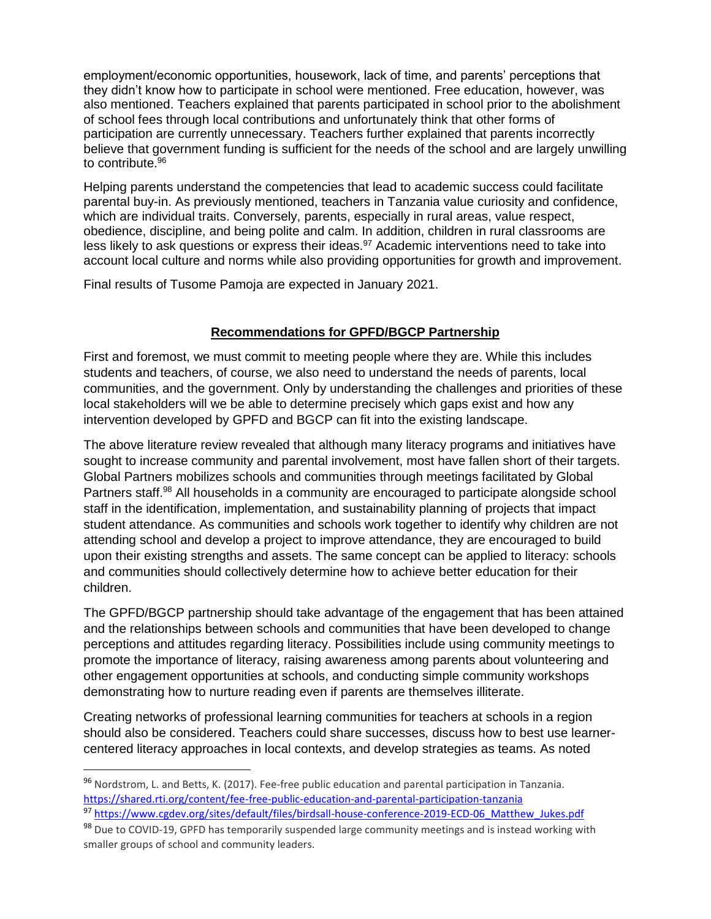employment/economic opportunities, housework, lack of time, and parents' perceptions that they didn't know how to participate in school were mentioned. Free education, however, was also mentioned. Teachers explained that parents participated in school prior to the abolishment of school fees through local contributions and unfortunately think that other forms of participation are currently unnecessary. Teachers further explained that parents incorrectly believe that government funding is sufficient for the needs of the school and are largely unwilling to contribute.[96]

Helping parents understand the competencies that lead to academic success could facilitate parental buy-in. As previously mentioned, teachers in Tanzania value curiosity and confidence, which are individual traits. Conversely, parents, especially in rural areas, value respect, obedience, discipline, and being polite and calm. In addition, children in rural classrooms are less likely to ask questions or express their ideas.[97] Academic interventions need to take into account local culture and norms while also providing opportunities for growth and improvement.

Final results of Tusome Pamoja are expected in January 2021.

## Recommendations for GPFD/BGCP Partnership

First and foremost, we must commit to meeting people where they are. While this includes students and teachers, of course, we also need to understand the needs of parents, local communities, and the government. Only by understanding the challenges and priorities of these local stakeholders will we be able to determine precisely which gaps exist and how any intervention developed by GPFD and BGCP can fit into the existing landscape.

The above literature review revealed that although many literacy programs and initiatives have sought to increase community and parental involvement, most have fallen short of their targets. Global Partners mobilizes schools and communities through meetings facilitated by Global Partners staff.[98] All households in a community are encouraged to participate alongside school staff in the identification, implementation, and sustainability planning of projects that impact student attendance. As communities and schools work together to identify why children are not attending school and develop a project to improve attendance, they are encouraged to build upon their existing strengths and assets. The same concept can be applied to literacy: schools and communities should collectively determine how to achieve better education for their children.

The GPFD/BGCP partnership should take advantage of the engagement that has been attained and the relationships between schools and communities that have been developed to change perceptions and attitudes regarding literacy. Possibilities include using community meetings to promote the importance of literacy, raising awareness among parents about volunteering and other engagement opportunities at schools, and conducting simple community workshops demonstrating how to nurture reading even if parents are themselves illiterate.

Creating networks of professional learning communities for teachers at schools in a region should also be considered. Teachers could share successes, discuss how to best use learner-centered literacy approaches in local contexts, and develop strategies as teams. As noted

---

[96] Nordstrom, L. and Betts, K. (2017). Fee-free public education and parental participation in Tanzania. https://shared.rti.org/content/fee-free-public-education-and-parental-participation-tanzania

[97] https://www.cgdev.org/sites/default/files/birdsall-house-conference-2019-ECD-06_Matthew_Jukes.pdf

[98] Due to COVID-19, GPFD has temporarily suspended large community meetings and is instead working with smaller groups of school and community leaders.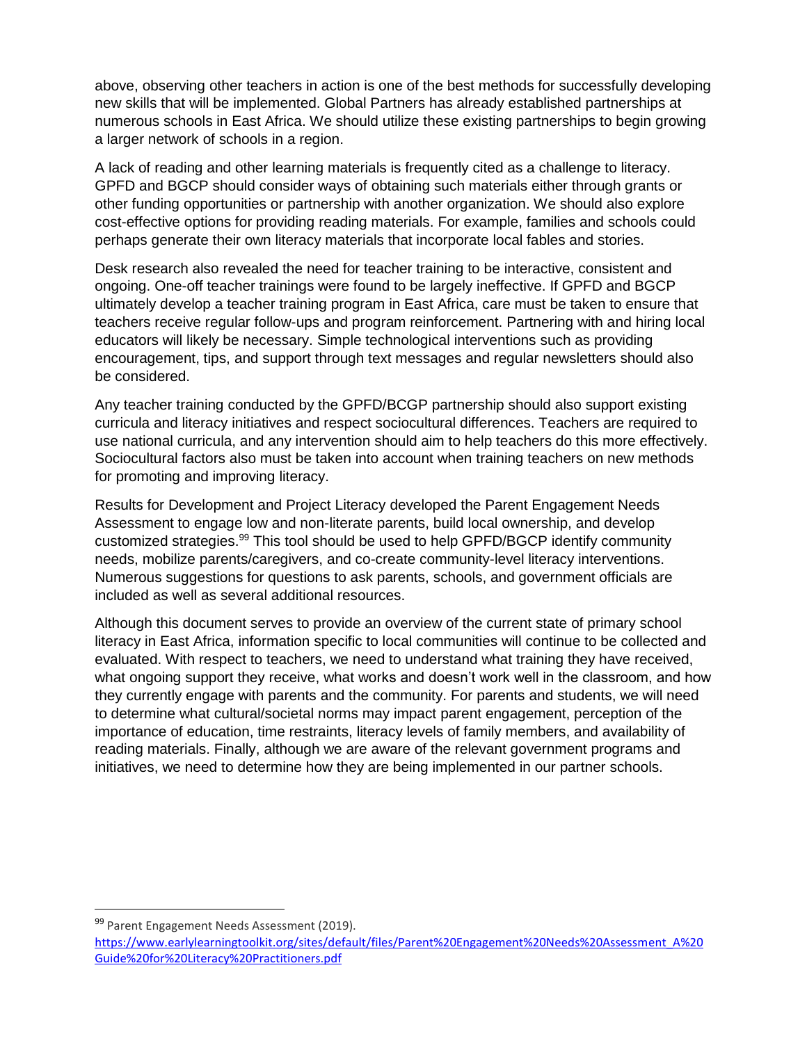above, observing other teachers in action is one of the best methods for successfully developing new skills that will be implemented. Global Partners has already established partnerships at numerous schools in East Africa. We should utilize these existing partnerships to begin growing a larger network of schools in a region.

A lack of reading and other learning materials is frequently cited as a challenge to literacy. GPFD and BGCP should consider ways of obtaining such materials either through grants or other funding opportunities or partnership with another organization. We should also explore cost-effective options for providing reading materials. For example, families and schools could perhaps generate their own literacy materials that incorporate local fables and stories.

Desk research also revealed the need for teacher training to be interactive, consistent and ongoing. One-off teacher trainings were found to be largely ineffective. If GPFD and BGCP ultimately develop a teacher training program in East Africa, care must be taken to ensure that teachers receive regular follow-ups and program reinforcement. Partnering with and hiring local educators will likely be necessary. Simple technological interventions such as providing encouragement, tips, and support through text messages and regular newsletters should also be considered.

Any teacher training conducted by the GPFD/BCGP partnership should also support existing curricula and literacy initiatives and respect sociocultural differences. Teachers are required to use national curricula, and any intervention should aim to help teachers do this more effectively. Sociocultural factors also must be taken into account when training teachers on new methods for promoting and improving literacy.

Results for Development and Project Literacy developed the Parent Engagement Needs Assessment to engage low and non-literate parents, build local ownership, and develop customized strategies.[99] This tool should be used to help GPFD/BGCP identify community needs, mobilize parents/caregivers, and co-create community-level literacy interventions. Numerous suggestions for questions to ask parents, schools, and government officials are included as well as several additional resources.

Although this document serves to provide an overview of the current state of primary school literacy in East Africa, information specific to local communities will continue to be collected and evaluated. With respect to teachers, we need to understand what training they have received, what ongoing support they receive, what works and doesn't work well in the classroom, and how they currently engage with parents and the community. For parents and students, we will need to determine what cultural/societal norms may impact parent engagement, perception of the importance of education, time restraints, literacy levels of family members, and availability of reading materials. Finally, although we are aware of the relevant government programs and initiatives, we need to determine how they are being implemented in our partner schools.

---

[99] Parent Engagement Needs Assessment (2019). https://www.earlylearningtoolkit.org/sites/default/files/Parent%20Engagement%20Needs%20Assessment_A%20Guide%20for%20Literacy%20Practitioners.pdf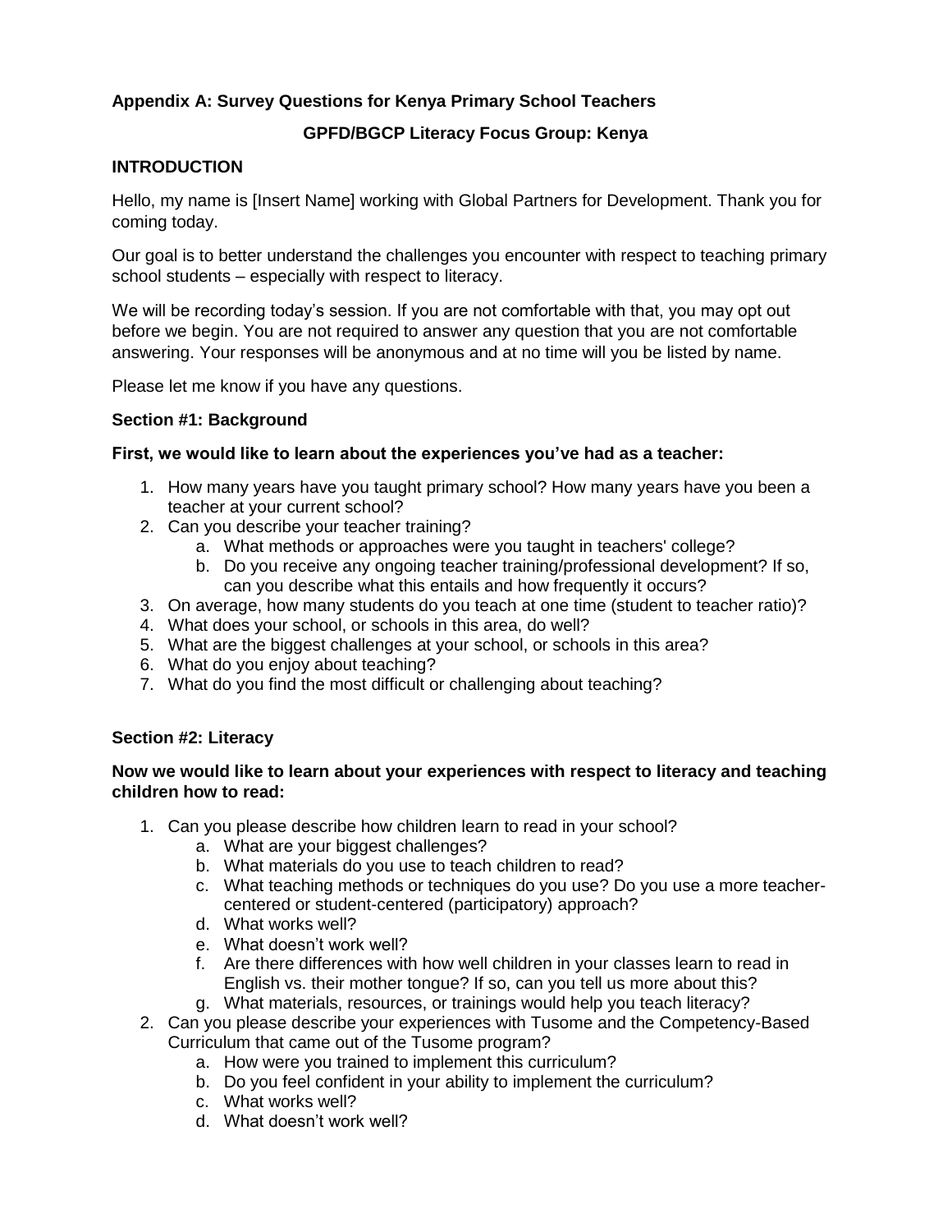**Appendix A: Survey Questions for Kenya Primary School Teachers**

**GPFD/BGCP Literacy Focus Group: Kenya**

**INTRODUCTION**

Hello, my name is [Insert Name] working with Global Partners for Development. Thank you for coming today.

Our goal is to better understand the challenges you encounter with respect to teaching primary school students – especially with respect to literacy.

We will be recording today's session. If you are not comfortable with that, you may opt out before we begin. You are not required to answer any question that you are not comfortable answering. Your responses will be anonymous and at no time will you be listed by name.

Please let me know if you have any questions.

**Section #1: Background**

**First, we would like to learn about the experiences you've had as a teacher:**

1. How many years have you taught primary school? How many years have you been a teacher at your current school?
2. Can you describe your teacher training?
   a. What methods or approaches were you taught in teachers' college?
   b. Do you receive any ongoing teacher training/professional development? If so, can you describe what this entails and how frequently it occurs?
3. On average, how many students do you teach at one time (student to teacher ratio)?
4. What does your school, or schools in this area, do well?
5. What are the biggest challenges at your school, or schools in this area?
6. What do you enjoy about teaching?
7. What do you find the most difficult or challenging about teaching?

**Section #2: Literacy**

**Now we would like to learn about your experiences with respect to literacy and teaching children how to read:**

1. Can you please describe how children learn to read in your school?
   a. What are your biggest challenges?
   b. What materials do you use to teach children to read?
   c. What teaching methods or techniques do you use? Do you use a more teacher-centered or student-centered (participatory) approach?
   d. What works well?
   e. What doesn't work well?
   f. Are there differences with how well children in your classes learn to read in English vs. their mother tongue? If so, can you tell us more about this?
   g. What materials, resources, or trainings would help you teach literacy?
2. Can you please describe your experiences with Tusome and the Competency-Based Curriculum that came out of the Tusome program?
   a. How were you trained to implement this curriculum?
   b. Do you feel confident in your ability to implement the curriculum?
   c. What works well?
   d. What doesn't work well?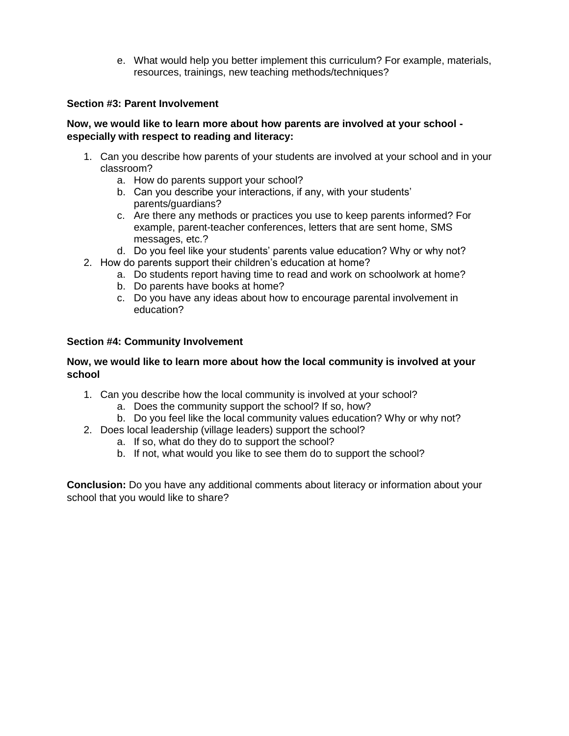e. What would help you better implement this curriculum? For example, materials, resources, trainings, new teaching methods/techniques?

**Section #3: Parent Involvement**

**Now, we would like to learn more about how parents are involved at your school - especially with respect to reading and literacy:**

1. Can you describe how parents of your students are involved at your school and in your classroom?
   a. How do parents support your school?
   b. Can you describe your interactions, if any, with your students' parents/guardians?
   c. Are there any methods or practices you use to keep parents informed? For example, parent-teacher conferences, letters that are sent home, SMS messages, etc.?
   d. Do you feel like your students' parents value education? Why or why not?
2. How do parents support their children's education at home?
   a. Do students report having time to read and work on schoolwork at home?
   b. Do parents have books at home?
   c. Do you have any ideas about how to encourage parental involvement in education?

**Section #4: Community Involvement**

**Now, we would like to learn more about how the local community is involved at your school**

1. Can you describe how the local community is involved at your school?
   a. Does the community support the school? If so, how?
   b. Do you feel like the local community values education? Why or why not?
2. Does local leadership (village leaders) support the school?
   a. If so, what do they do to support the school?
   b. If not, what would you like to see them do to support the school?

**Conclusion:** Do you have any additional comments about literacy or information about your school that you would like to share?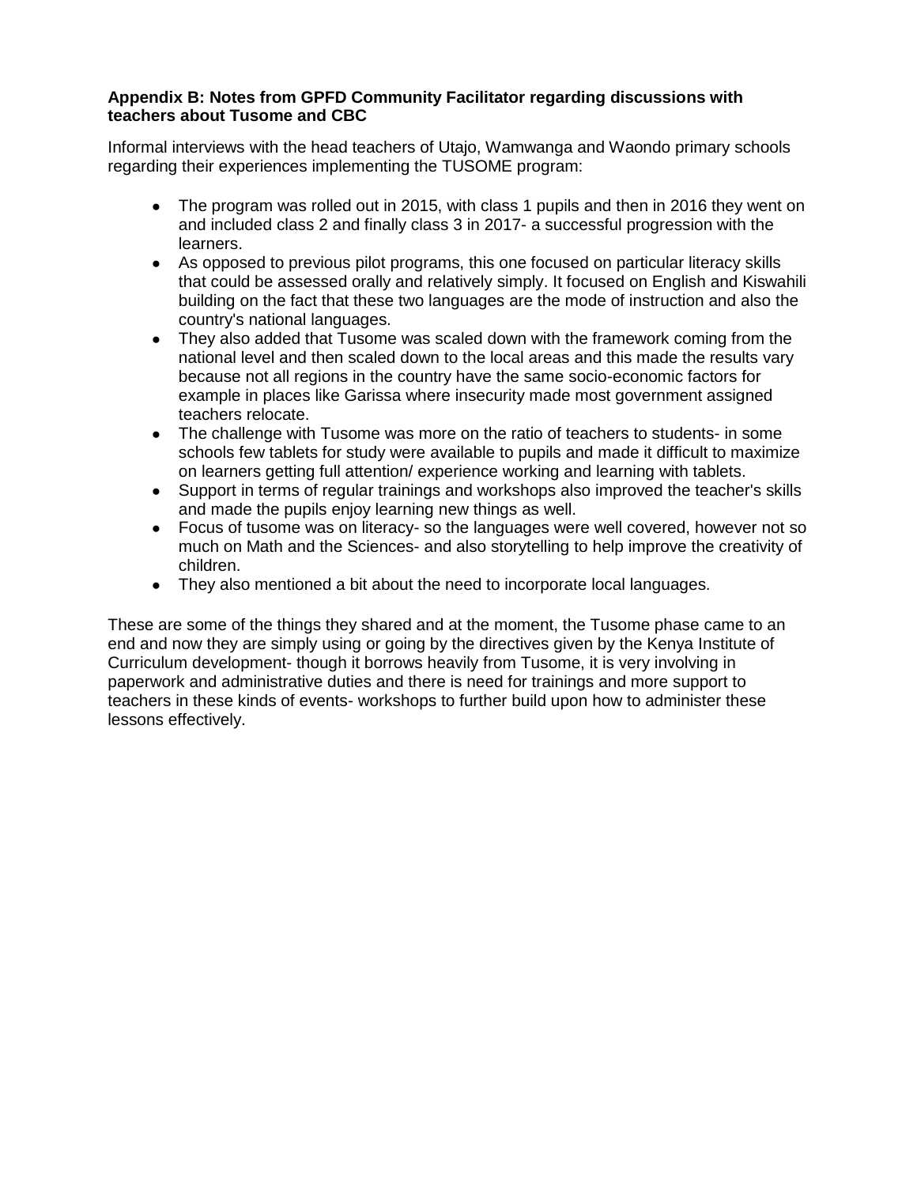**Appendix B: Notes from GPFD Community Facilitator regarding discussions with teachers about Tusome and CBC**

Informal interviews with the head teachers of Utajo, Wamwanga and Waondo primary schools regarding their experiences implementing the TUSOME program:

- The program was rolled out in 2015, with class 1 pupils and then in 2016 they went on and included class 2 and finally class 3 in 2017- a successful progression with the learners.
- As opposed to previous pilot programs, this one focused on particular literacy skills that could be assessed orally and relatively simply. It focused on English and Kiswahili building on the fact that these two languages are the mode of instruction and also the country's national languages.
- They also added that Tusome was scaled down with the framework coming from the national level and then scaled down to the local areas and this made the results vary because not all regions in the country have the same socio-economic factors for example in places like Garissa where insecurity made most government assigned teachers relocate.
- The challenge with Tusome was more on the ratio of teachers to students- in some schools few tablets for study were available to pupils and made it difficult to maximize on learners getting full attention/ experience working and learning with tablets.
- Support in terms of regular trainings and workshops also improved the teacher's skills and made the pupils enjoy learning new things as well.
- Focus of tusome was on literacy- so the languages were well covered, however not so much on Math and the Sciences- and also storytelling to help improve the creativity of children.
- They also mentioned a bit about the need to incorporate local languages.

These are some of the things they shared and at the moment, the Tusome phase came to an end and now they are simply using or going by the directives given by the Kenya Institute of Curriculum development- though it borrows heavily from Tusome, it is very involving in paperwork and administrative duties and there is need for trainings and more support to teachers in these kinds of events- workshops to further build upon how to administer these lessons effectively.